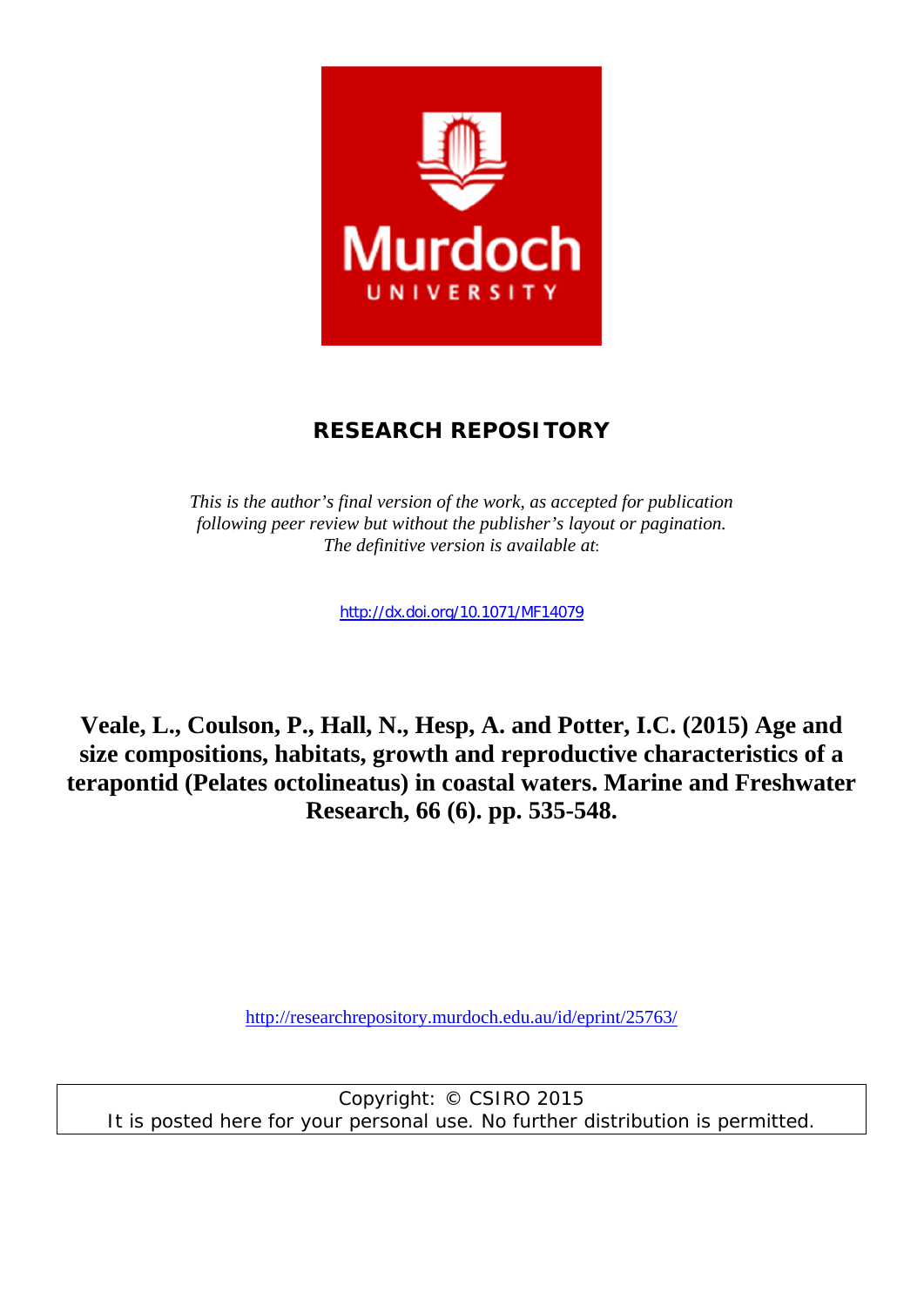Murdoch UNIVERSITY

**RESEARCH REPOSITORY**

*This is the author's final version of the work, as accepted for publication following peer review but without the publisher's layout or pagination. The definitive version is available at:*

http://dx.doi.org/10.1071/MF14079

**Veale, L., Coulson, P., Hall, N., Hesp, A. and Potter, I.C. (2015) Age and size compositions, habitats, growth and reproductive characteristics of a terapontid (Pelates octolineatus) in coastal waters. Marine and Freshwater Research, 66 (6). pp. 535-548.**

http://researchrepository.murdoch.edu.au/id/eprint/25763/

Copyright: © CSIRO 2015
It is posted here for your personal use. No further distribution is permitted.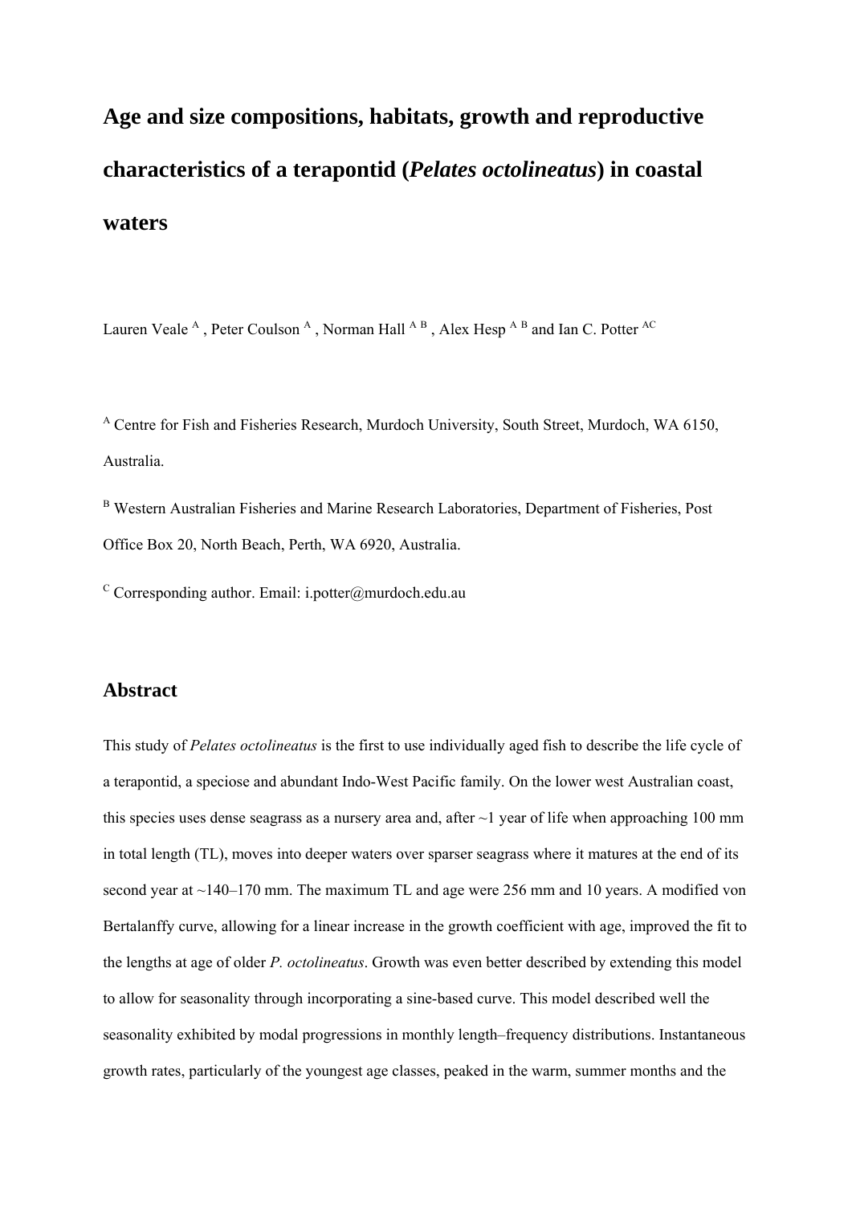# Age and size compositions, habitats, growth and reproductive characteristics of a terapontid (*Pelates octolineatus*) in coastal waters

Lauren Veale [A] , Peter Coulson [A] , Norman Hall [A B] , Alex Hesp [A B] and Ian C. Potter [AC]

[A] Centre for Fish and Fisheries Research, Murdoch University, South Street, Murdoch, WA 6150, Australia.

[B] Western Australian Fisheries and Marine Research Laboratories, Department of Fisheries, Post Office Box 20, North Beach, Perth, WA 6920, Australia.

[C] Corresponding author. Email: i.potter@murdoch.edu.au

## Abstract

This study of *Pelates octolineatus* is the first to use individually aged fish to describe the life cycle of a terapontid, a speciose and abundant Indo-West Pacific family. On the lower west Australian coast, this species uses dense seagrass as a nursery area and, after ~1 year of life when approaching 100 mm in total length (TL), moves into deeper waters over sparser seagrass where it matures at the end of its second year at ~140–170 mm. The maximum TL and age were 256 mm and 10 years. A modified von Bertalanffy curve, allowing for a linear increase in the growth coefficient with age, improved the fit to the lengths at age of older *P. octolineatus*. Growth was even better described by extending this model to allow for seasonality through incorporating a sine-based curve. This model described well the seasonality exhibited by modal progressions in monthly length–frequency distributions. Instantaneous growth rates, particularly of the youngest age classes, peaked in the warm, summer months and the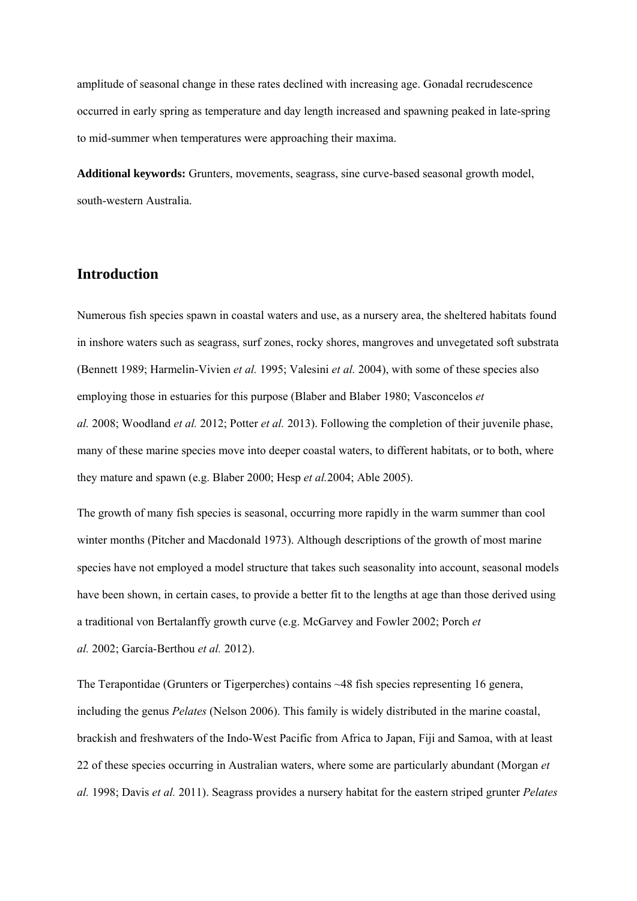amplitude of seasonal change in these rates declined with increasing age. Gonadal recrudescence occurred in early spring as temperature and day length increased and spawning peaked in late-spring to mid-summer when temperatures were approaching their maxima.

**Additional keywords:** Grunters, movements, seagrass, sine curve-based seasonal growth model, south-western Australia.

## Introduction

Numerous fish species spawn in coastal waters and use, as a nursery area, the sheltered habitats found in inshore waters such as seagrass, surf zones, rocky shores, mangroves and unvegetated soft substrata (Bennett 1989; Harmelin-Vivien *et al.* 1995; Valesini *et al.* 2004), with some of these species also employing those in estuaries for this purpose (Blaber and Blaber 1980; Vasconcelos *et al.* 2008; Woodland *et al.* 2012; Potter *et al.* 2013). Following the completion of their juvenile phase, many of these marine species move into deeper coastal waters, to different habitats, or to both, where they mature and spawn (e.g. Blaber 2000; Hesp *et al.*2004; Able 2005).

The growth of many fish species is seasonal, occurring more rapidly in the warm summer than cool winter months (Pitcher and Macdonald 1973). Although descriptions of the growth of most marine species have not employed a model structure that takes such seasonality into account, seasonal models have been shown, in certain cases, to provide a better fit to the lengths at age than those derived using a traditional von Bertalanffy growth curve (e.g. McGarvey and Fowler 2002; Porch *et al.* 2002; García-Berthou *et al.* 2012).

The Terapontidae (Grunters or Tigerperches) contains ~48 fish species representing 16 genera, including the genus *Pelates* (Nelson 2006). This family is widely distributed in the marine coastal, brackish and freshwaters of the Indo-West Pacific from Africa to Japan, Fiji and Samoa, with at least 22 of these species occurring in Australian waters, where some are particularly abundant (Morgan *et al.* 1998; Davis *et al.* 2011). Seagrass provides a nursery habitat for the eastern striped grunter *Pelates*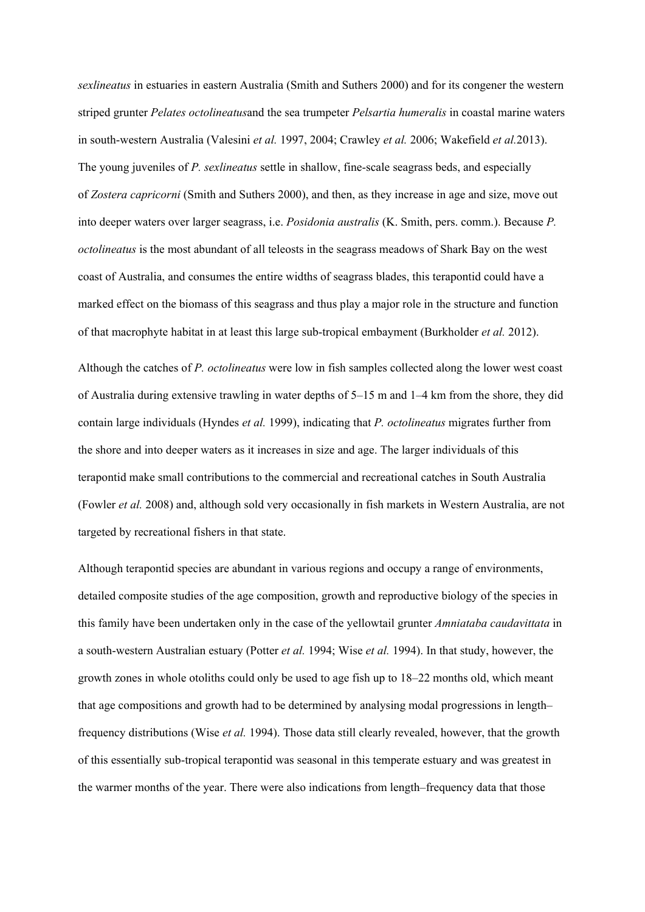*sexlineatus* in estuaries in eastern Australia (Smith and Suthers 2000) and for its congener the western striped grunter *Pelates octolineatus*and the sea trumpeter *Pelsartia humeralis* in coastal marine waters in south-western Australia (Valesini *et al.* 1997, 2004; Crawley *et al.* 2006; Wakefield *et al.*2013). The young juveniles of *P. sexlineatus* settle in shallow, fine-scale seagrass beds, and especially of *Zostera capricorni* (Smith and Suthers 2000), and then, as they increase in age and size, move out into deeper waters over larger seagrass, i.e. *Posidonia australis* (K. Smith, pers. comm.). Because *P. octolineatus* is the most abundant of all teleosts in the seagrass meadows of Shark Bay on the west coast of Australia, and consumes the entire widths of seagrass blades, this terapontid could have a marked effect on the biomass of this seagrass and thus play a major role in the structure and function of that macrophyte habitat in at least this large sub-tropical embayment (Burkholder *et al.* 2012).

Although the catches of *P. octolineatus* were low in fish samples collected along the lower west coast of Australia during extensive trawling in water depths of 5–15 m and 1–4 km from the shore, they did contain large individuals (Hyndes *et al.* 1999), indicating that *P. octolineatus* migrates further from the shore and into deeper waters as it increases in size and age. The larger individuals of this terapontid make small contributions to the commercial and recreational catches in South Australia (Fowler *et al.* 2008) and, although sold very occasionally in fish markets in Western Australia, are not targeted by recreational fishers in that state.

Although terapontid species are abundant in various regions and occupy a range of environments, detailed composite studies of the age composition, growth and reproductive biology of the species in this family have been undertaken only in the case of the yellowtail grunter *Amniataba caudavittata* in a south-western Australian estuary (Potter *et al.* 1994; Wise *et al.* 1994). In that study, however, the growth zones in whole otoliths could only be used to age fish up to 18–22 months old, which meant that age compositions and growth had to be determined by analysing modal progressions in length–frequency distributions (Wise *et al.* 1994). Those data still clearly revealed, however, that the growth of this essentially sub-tropical terapontid was seasonal in this temperate estuary and was greatest in the warmer months of the year. There were also indications from length–frequency data that those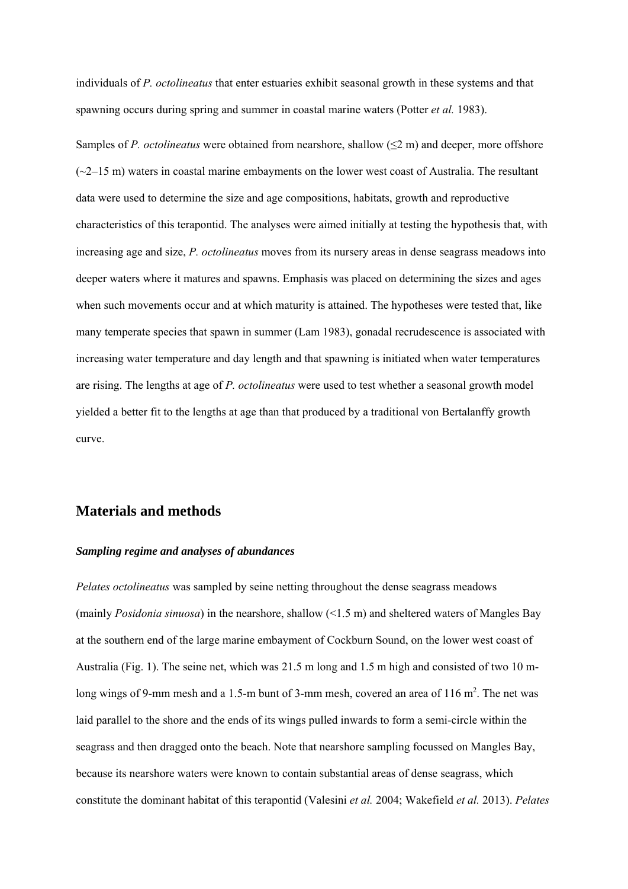individuals of *P. octolineatus* that enter estuaries exhibit seasonal growth in these systems and that spawning occurs during spring and summer in coastal marine waters (Potter *et al.* 1983).

Samples of *P. octolineatus* were obtained from nearshore, shallow (≤2 m) and deeper, more offshore (~2–15 m) waters in coastal marine embayments on the lower west coast of Australia. The resultant data were used to determine the size and age compositions, habitats, growth and reproductive characteristics of this terapontid. The analyses were aimed initially at testing the hypothesis that, with increasing age and size, *P. octolineatus* moves from its nursery areas in dense seagrass meadows into deeper waters where it matures and spawns. Emphasis was placed on determining the sizes and ages when such movements occur and at which maturity is attained. The hypotheses were tested that, like many temperate species that spawn in summer (Lam 1983), gonadal recrudescence is associated with increasing water temperature and day length and that spawning is initiated when water temperatures are rising. The lengths at age of *P. octolineatus* were used to test whether a seasonal growth model yielded a better fit to the lengths at age than that produced by a traditional von Bertalanffy growth curve.

## Materials and methods

### *Sampling regime and analyses of abundances*

*Pelates octolineatus* was sampled by seine netting throughout the dense seagrass meadows (mainly *Posidonia sinuosa*) in the nearshore, shallow (<1.5 m) and sheltered waters of Mangles Bay at the southern end of the large marine embayment of Cockburn Sound, on the lower west coast of Australia (Fig. 1). The seine net, which was 21.5 m long and 1.5 m high and consisted of two 10 m-long wings of 9-mm mesh and a 1.5-m bunt of 3-mm mesh, covered an area of 116 m$^2$. The net was laid parallel to the shore and the ends of its wings pulled inwards to form a semi-circle within the seagrass and then dragged onto the beach. Note that nearshore sampling focussed on Mangles Bay, because its nearshore waters were known to contain substantial areas of dense seagrass, which constitute the dominant habitat of this terapontid (Valesini *et al.* 2004; Wakefield *et al.* 2013). *Pelates*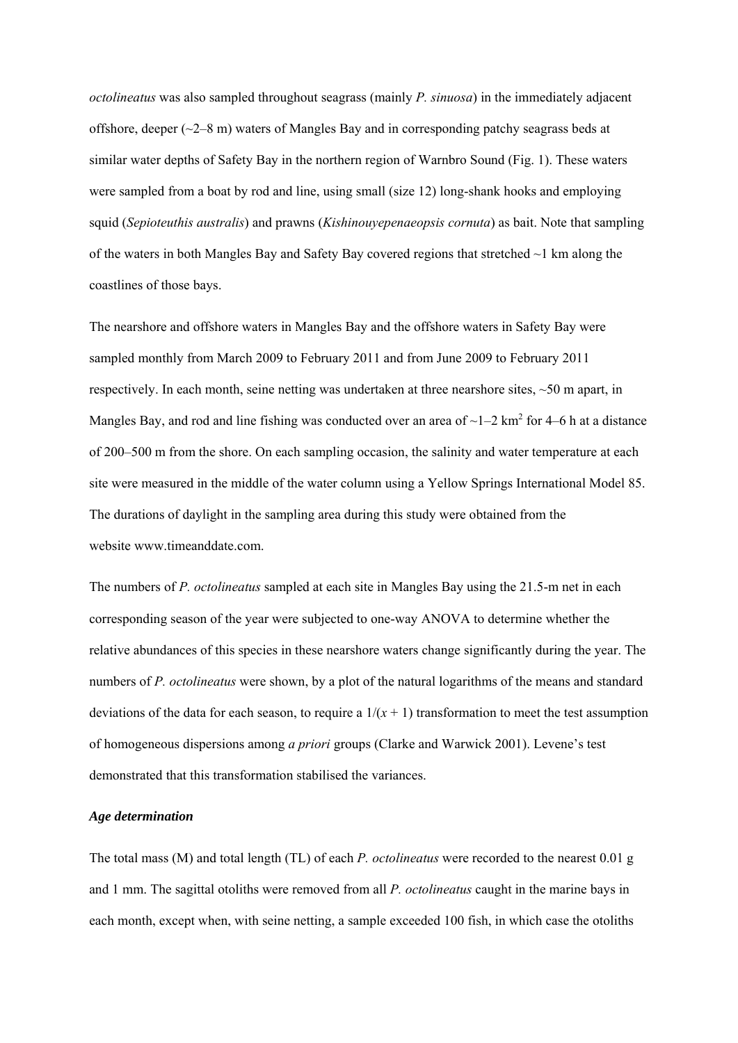*octolineatus* was also sampled throughout seagrass (mainly *P. sinuosa*) in the immediately adjacent offshore, deeper (~2–8 m) waters of Mangles Bay and in corresponding patchy seagrass beds at similar water depths of Safety Bay in the northern region of Warnbro Sound (Fig. 1). These waters were sampled from a boat by rod and line, using small (size 12) long-shank hooks and employing squid (*Sepioteuthis australis*) and prawns (*Kishinouyepenaeopsis cornuta*) as bait. Note that sampling of the waters in both Mangles Bay and Safety Bay covered regions that stretched ~1 km along the coastlines of those bays.

The nearshore and offshore waters in Mangles Bay and the offshore waters in Safety Bay were sampled monthly from March 2009 to February 2011 and from June 2009 to February 2011 respectively. In each month, seine netting was undertaken at three nearshore sites, ~50 m apart, in Mangles Bay, and rod and line fishing was conducted over an area of ~1–2 km$^2$ for 4–6 h at a distance of 200–500 m from the shore. On each sampling occasion, the salinity and water temperature at each site were measured in the middle of the water column using a Yellow Springs International Model 85. The durations of daylight in the sampling area during this study were obtained from the website www.timeanddate.com.

The numbers of *P. octolineatus* sampled at each site in Mangles Bay using the 21.5-m net in each corresponding season of the year were subjected to one-way ANOVA to determine whether the relative abundances of this species in these nearshore waters change significantly during the year. The numbers of *P. octolineatus* were shown, by a plot of the natural logarithms of the means and standard deviations of the data for each season, to require a $1/(x + 1)$ transformation to meet the test assumption of homogeneous dispersions among *a priori* groups (Clarke and Warwick 2001). Levene's test demonstrated that this transformation stabilised the variances.

### *Age determination*

The total mass (M) and total length (TL) of each *P. octolineatus* were recorded to the nearest 0.01 g and 1 mm. The sagittal otoliths were removed from all *P. octolineatus* caught in the marine bays in each month, except when, with seine netting, a sample exceeded 100 fish, in which case the otoliths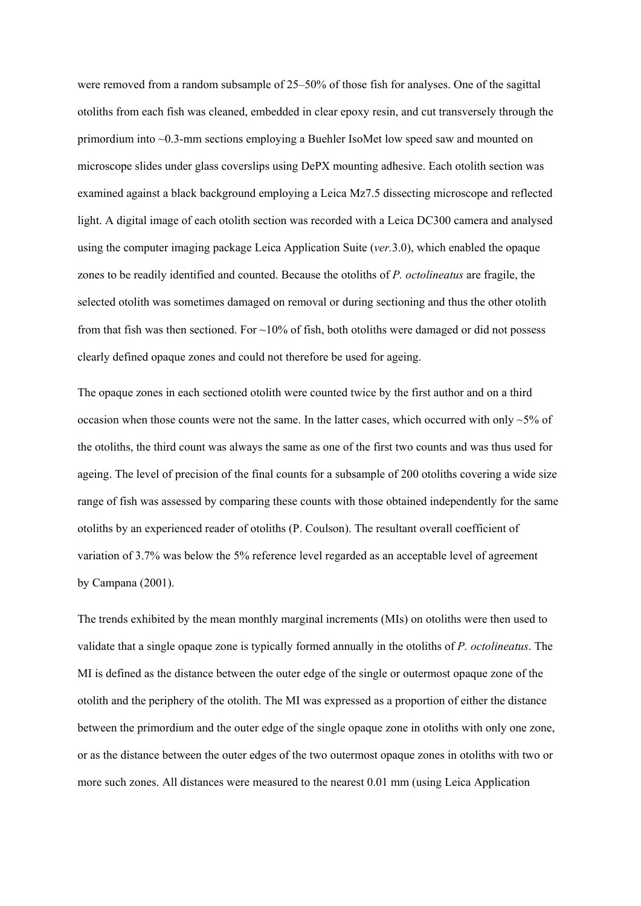were removed from a random subsample of 25–50% of those fish for analyses. One of the sagittal otoliths from each fish was cleaned, embedded in clear epoxy resin, and cut transversely through the primordium into ~0.3-mm sections employing a Buehler IsoMet low speed saw and mounted on microscope slides under glass coverslips using DePX mounting adhesive. Each otolith section was examined against a black background employing a Leica Mz7.5 dissecting microscope and reflected light. A digital image of each otolith section was recorded with a Leica DC300 camera and analysed using the computer imaging package Leica Application Suite (*ver.*3.0), which enabled the opaque zones to be readily identified and counted. Because the otoliths of *P. octolineatus* are fragile, the selected otolith was sometimes damaged on removal or during sectioning and thus the other otolith from that fish was then sectioned. For ~10% of fish, both otoliths were damaged or did not possess clearly defined opaque zones and could not therefore be used for ageing.

The opaque zones in each sectioned otolith were counted twice by the first author and on a third occasion when those counts were not the same. In the latter cases, which occurred with only ~5% of the otoliths, the third count was always the same as one of the first two counts and was thus used for ageing. The level of precision of the final counts for a subsample of 200 otoliths covering a wide size range of fish was assessed by comparing these counts with those obtained independently for the same otoliths by an experienced reader of otoliths (P. Coulson). The resultant overall coefficient of variation of 3.7% was below the 5% reference level regarded as an acceptable level of agreement by Campana (2001).

The trends exhibited by the mean monthly marginal increments (MIs) on otoliths were then used to validate that a single opaque zone is typically formed annually in the otoliths of *P. octolineatus*. The MI is defined as the distance between the outer edge of the single or outermost opaque zone of the otolith and the periphery of the otolith. The MI was expressed as a proportion of either the distance between the primordium and the outer edge of the single opaque zone in otoliths with only one zone, or as the distance between the outer edges of the two outermost opaque zones in otoliths with two or more such zones. All distances were measured to the nearest 0.01 mm (using Leica Application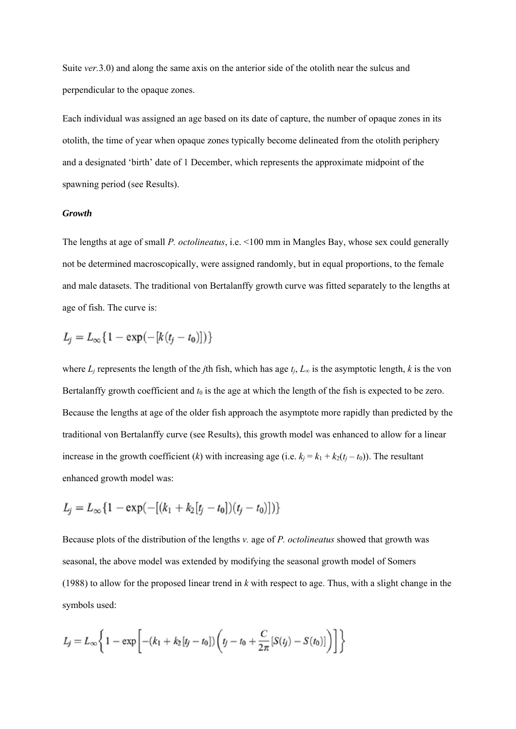Suite *ver.*3.0) and along the same axis on the anterior side of the otolith near the sulcus and perpendicular to the opaque zones.

Each individual was assigned an age based on its date of capture, the number of opaque zones in its otolith, the time of year when opaque zones typically become delineated from the otolith periphery and a designated 'birth' date of 1 December, which represents the approximate midpoint of the spawning period (see Results).

***Growth***

The lengths at age of small *P. octolineatus*, i.e. <100 mm in Mangles Bay, whose sex could generally not be determined macroscopically, were assigned randomly, but in equal proportions, to the female and male datasets. The traditional von Bertalanffy growth curve was fitted separately to the lengths at age of fish. The curve is:

$$L_j = L_\infty\{1 - \exp(-[k(t_j - t_0)])\}$$

where $L_j$ represents the length of the *j*th fish, which has age $t_j$, $L_\infty$ is the asymptotic length, $k$ is the von Bertalanffy growth coefficient and $t_0$ is the age at which the length of the fish is expected to be zero. Because the lengths at age of the older fish approach the asymptote more rapidly than predicted by the traditional von Bertalanffy curve (see Results), this growth model was enhanced to allow for a linear increase in the growth coefficient ($k$) with increasing age (i.e. $k_j = k_1 + k_2(t_j - t_0)$). The resultant enhanced growth model was:

$$L_j = L_\infty\{1 - \exp(-[(k_1 + k_2[t_j - t_0])(t_j - t_0)])\}$$

Because plots of the distribution of the lengths *v.* age of *P. octolineatus* showed that growth was seasonal, the above model was extended by modifying the seasonal growth model of Somers (1988) to allow for the proposed linear trend in $k$ with respect to age. Thus, with a slight change in the symbols used:

$$L_j = L_\infty\left\{1 - \exp\left[-(k_1 + k_2[t_j - t_0])\left(t_j - t_0 + \frac{C}{2\pi}[S(t_j) - S(t_0)]\right)\right]\right\}$$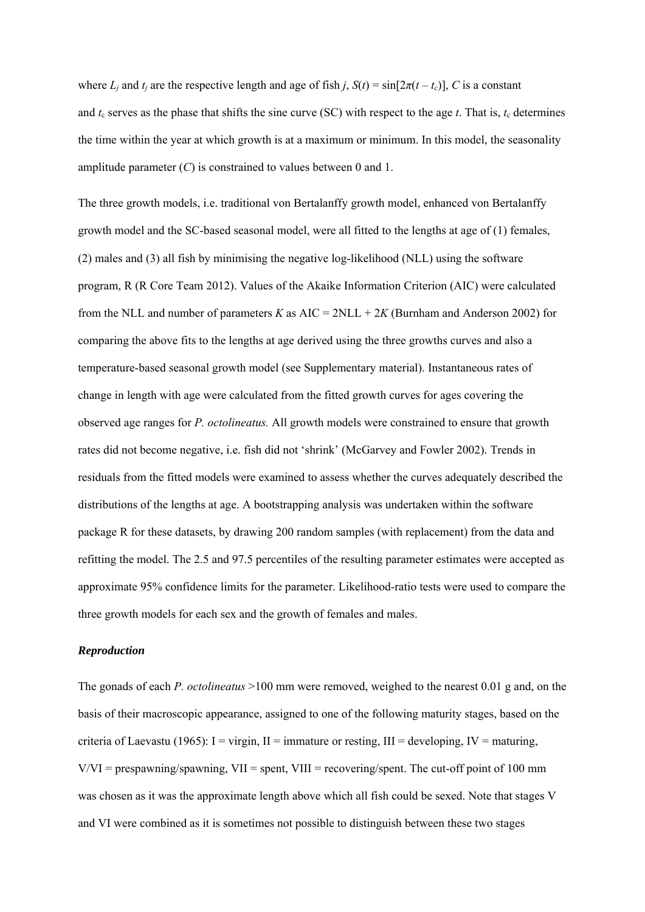where $L_j$ and $t_j$ are the respective length and age of fish $j$, $S(t) = \sin[2\pi(t - t_c)]$, $C$ is a constant and $t_c$ serves as the phase that shifts the sine curve (SC) with respect to the age $t$. That is, $t_c$ determines the time within the year at which growth is at a maximum or minimum. In this model, the seasonality amplitude parameter ($C$) is constrained to values between 0 and 1.

The three growth models, i.e. traditional von Bertalanffy growth model, enhanced von Bertalanffy growth model and the SC-based seasonal model, were all fitted to the lengths at age of (1) females, (2) males and (3) all fish by minimising the negative log-likelihood (NLL) using the software program, R (R Core Team 2012). Values of the Akaike Information Criterion (AIC) were calculated from the NLL and number of parameters $K$ as AIC = 2NLL + 2$K$ (Burnham and Anderson 2002) for comparing the above fits to the lengths at age derived using the three growths curves and also a temperature-based seasonal growth model (see Supplementary material). Instantaneous rates of change in length with age were calculated from the fitted growth curves for ages covering the observed age ranges for *P. octolineatus.* All growth models were constrained to ensure that growth rates did not become negative, i.e. fish did not 'shrink' (McGarvey and Fowler 2002). Trends in residuals from the fitted models were examined to assess whether the curves adequately described the distributions of the lengths at age. A bootstrapping analysis was undertaken within the software package R for these datasets, by drawing 200 random samples (with replacement) from the data and refitting the model. The 2.5 and 97.5 percentiles of the resulting parameter estimates were accepted as approximate 95% confidence limits for the parameter. Likelihood-ratio tests were used to compare the three growth models for each sex and the growth of females and males.

***Reproduction***

The gonads of each *P. octolineatus* >100 mm were removed, weighed to the nearest 0.01 g and, on the basis of their macroscopic appearance, assigned to one of the following maturity stages, based on the criteria of Laevastu (1965): I = virgin, II = immature or resting, III = developing, IV = maturing, V/VI = prespawning/spawning, VII = spent, VIII = recovering/spent. The cut-off point of 100 mm was chosen as it was the approximate length above which all fish could be sexed. Note that stages V and VI were combined as it is sometimes not possible to distinguish between these two stages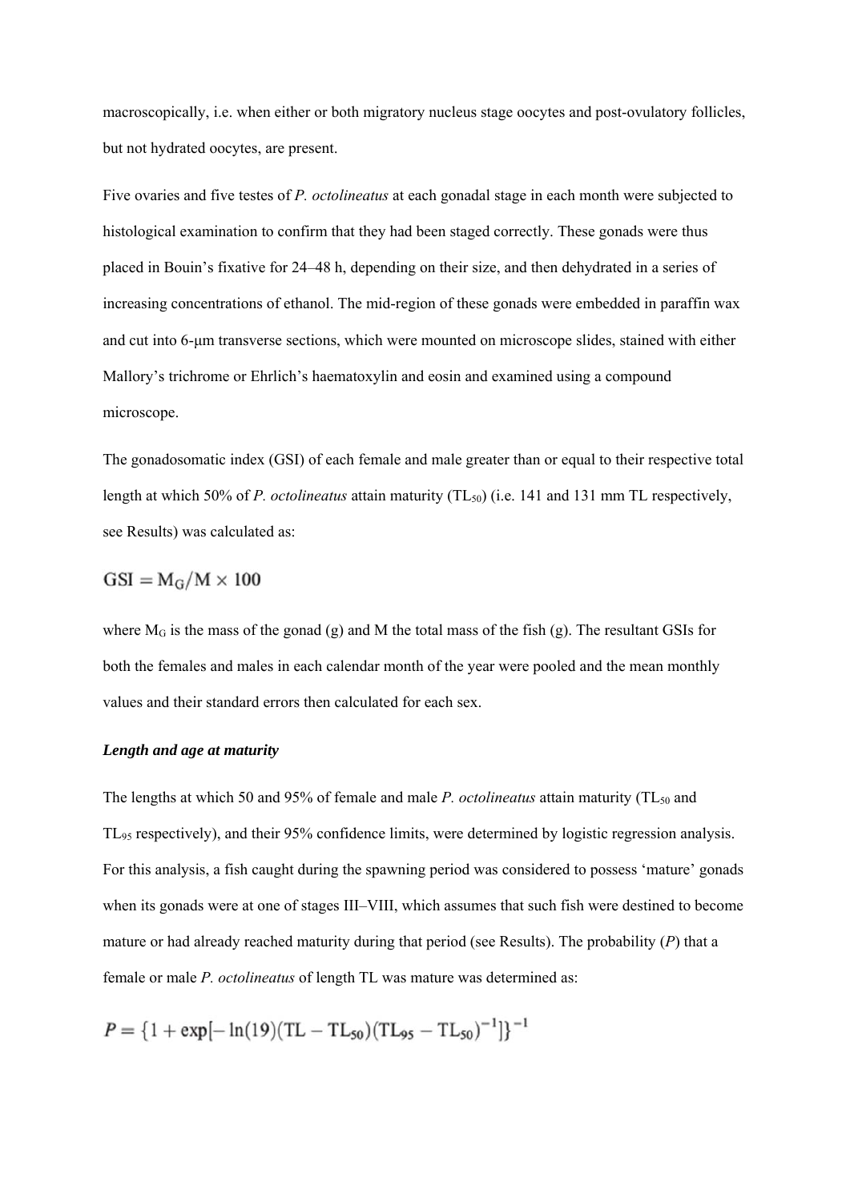macroscopically, i.e. when either or both migratory nucleus stage oocytes and post-ovulatory follicles, but not hydrated oocytes, are present.

Five ovaries and five testes of *P. octolineatus* at each gonadal stage in each month were subjected to histological examination to confirm that they had been staged correctly. These gonads were thus placed in Bouin's fixative for 24–48 h, depending on their size, and then dehydrated in a series of increasing concentrations of ethanol. The mid-region of these gonads were embedded in paraffin wax and cut into 6-μm transverse sections, which were mounted on microscope slides, stained with either Mallory's trichrome or Ehrlich's haematoxylin and eosin and examined using a compound microscope.

The gonadosomatic index (GSI) of each female and male greater than or equal to their respective total length at which 50% of *P. octolineatus* attain maturity ($TL_{50}$) (i.e. 141 and 131 mm TL respectively, see Results) was calculated as:

$$\mathrm{GSI} = \mathrm{M_G}/\mathrm{M} \times 100$$

where $M_G$ is the mass of the gonad (g) and M the total mass of the fish (g). The resultant GSIs for both the females and males in each calendar month of the year were pooled and the mean monthly values and their standard errors then calculated for each sex.

### *Length and age at maturity*

The lengths at which 50 and 95% of female and male *P. octolineatus* attain maturity ($TL_{50}$ and $TL_{95}$ respectively), and their 95% confidence limits, were determined by logistic regression analysis. For this analysis, a fish caught during the spawning period was considered to possess 'mature' gonads when its gonads were at one of stages III–VIII, which assumes that such fish were destined to become mature or had already reached maturity during that period (see Results). The probability (*P*) that a female or male *P. octolineatus* of length TL was mature was determined as:

$$P = \{1 + \exp[-\ln(19)(\mathrm{TL} - \mathrm{TL_{50}})(\mathrm{TL_{95}} - \mathrm{TL_{50}})^{-1}]\}^{-1}$$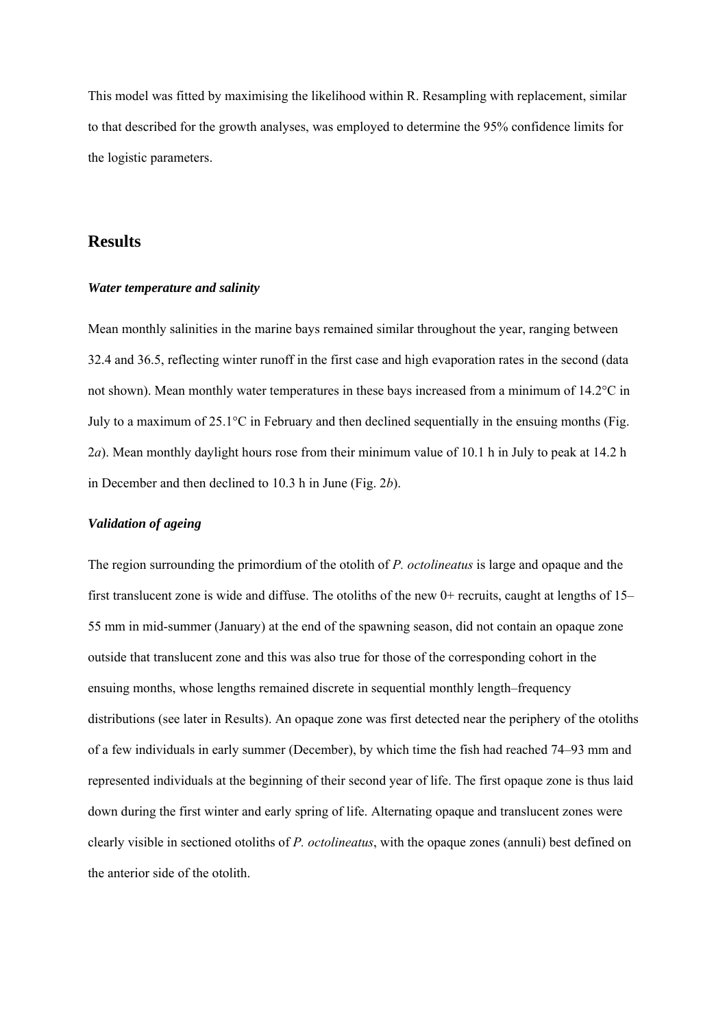This model was fitted by maximising the likelihood within R. Resampling with replacement, similar to that described for the growth analyses, was employed to determine the 95% confidence limits for the logistic parameters.

## Results

### *Water temperature and salinity*

Mean monthly salinities in the marine bays remained similar throughout the year, ranging between 32.4 and 36.5, reflecting winter runoff in the first case and high evaporation rates in the second (data not shown). Mean monthly water temperatures in these bays increased from a minimum of 14.2°C in July to a maximum of 25.1°C in February and then declined sequentially in the ensuing months (Fig. 2*a*). Mean monthly daylight hours rose from their minimum value of 10.1 h in July to peak at 14.2 h in December and then declined to 10.3 h in June (Fig. 2*b*).

### *Validation of ageing*

The region surrounding the primordium of the otolith of *P. octolineatus* is large and opaque and the first translucent zone is wide and diffuse. The otoliths of the new 0+ recruits, caught at lengths of 15–55 mm in mid-summer (January) at the end of the spawning season, did not contain an opaque zone outside that translucent zone and this was also true for those of the corresponding cohort in the ensuing months, whose lengths remained discrete in sequential monthly length–frequency distributions (see later in Results). An opaque zone was first detected near the periphery of the otoliths of a few individuals in early summer (December), by which time the fish had reached 74–93 mm and represented individuals at the beginning of their second year of life. The first opaque zone is thus laid down during the first winter and early spring of life. Alternating opaque and translucent zones were clearly visible in sectioned otoliths of *P. octolineatus*, with the opaque zones (annuli) best defined on the anterior side of the otolith.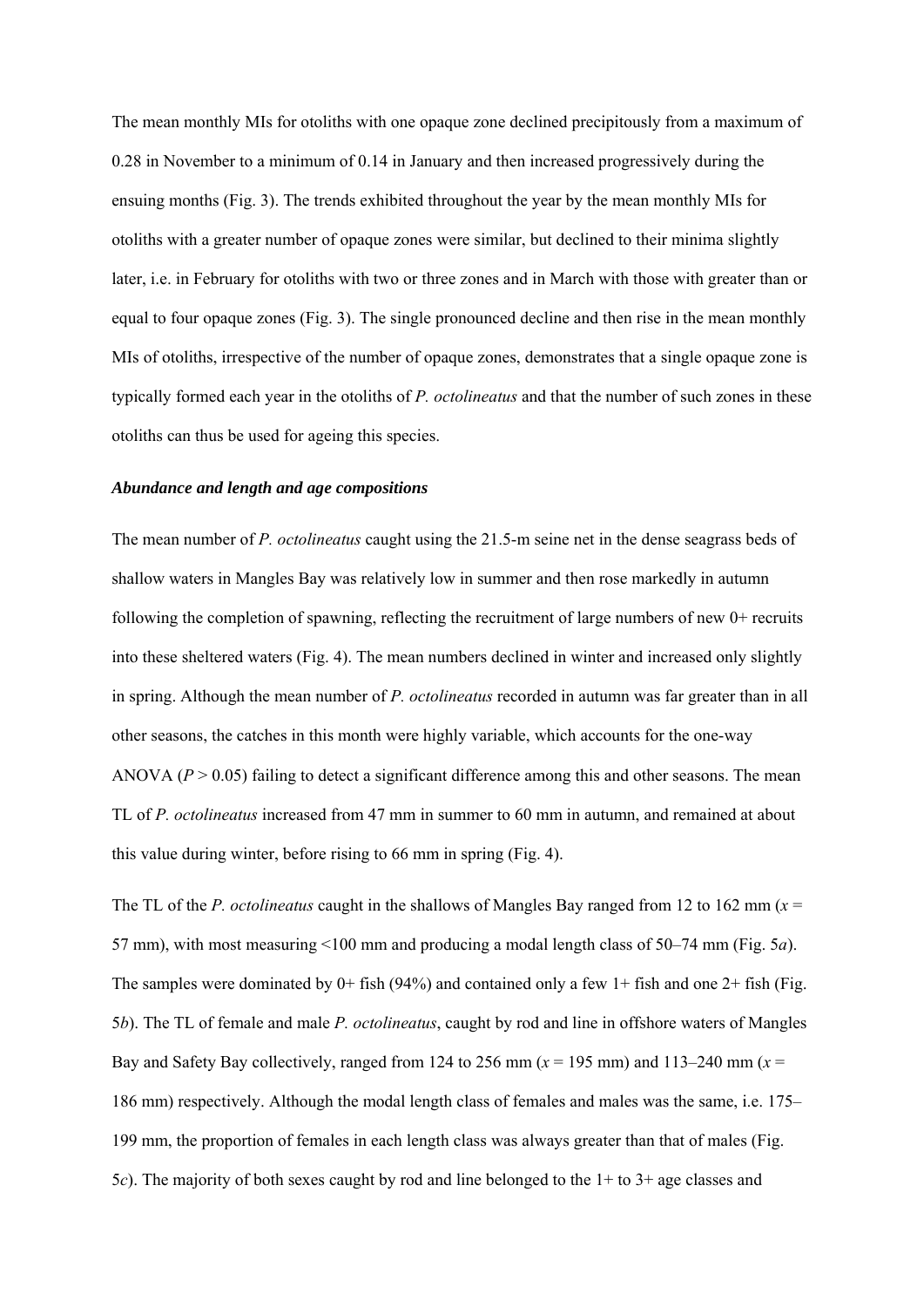The mean monthly MIs for otoliths with one opaque zone declined precipitously from a maximum of 0.28 in November to a minimum of 0.14 in January and then increased progressively during the ensuing months (Fig. 3). The trends exhibited throughout the year by the mean monthly MIs for otoliths with a greater number of opaque zones were similar, but declined to their minima slightly later, i.e. in February for otoliths with two or three zones and in March with those with greater than or equal to four opaque zones (Fig. 3). The single pronounced decline and then rise in the mean monthly MIs of otoliths, irrespective of the number of opaque zones, demonstrates that a single opaque zone is typically formed each year in the otoliths of *P. octolineatus* and that the number of such zones in these otoliths can thus be used for ageing this species.

***Abundance and length and age compositions***

The mean number of *P. octolineatus* caught using the 21.5-m seine net in the dense seagrass beds of shallow waters in Mangles Bay was relatively low in summer and then rose markedly in autumn following the completion of spawning, reflecting the recruitment of large numbers of new 0+ recruits into these sheltered waters (Fig. 4). The mean numbers declined in winter and increased only slightly in spring. Although the mean number of *P. octolineatus* recorded in autumn was far greater than in all other seasons, the catches in this month were highly variable, which accounts for the one-way ANOVA ($P > 0.05$) failing to detect a significant difference among this and other seasons. The mean TL of *P. octolineatus* increased from 47 mm in summer to 60 mm in autumn, and remained at about this value during winter, before rising to 66 mm in spring (Fig. 4).

The TL of the *P. octolineatus* caught in the shallows of Mangles Bay ranged from 12 to 162 mm ($x$ = 57 mm), with most measuring <100 mm and producing a modal length class of 50–74 mm (Fig. 5*a*). The samples were dominated by 0+ fish (94%) and contained only a few 1+ fish and one 2+ fish (Fig. 5*b*). The TL of female and male *P. octolineatus*, caught by rod and line in offshore waters of Mangles Bay and Safety Bay collectively, ranged from 124 to 256 mm ($x$ = 195 mm) and 113–240 mm ($x$ = 186 mm) respectively. Although the modal length class of females and males was the same, i.e. 175–199 mm, the proportion of females in each length class was always greater than that of males (Fig. 5*c*). The majority of both sexes caught by rod and line belonged to the 1+ to 3+ age classes and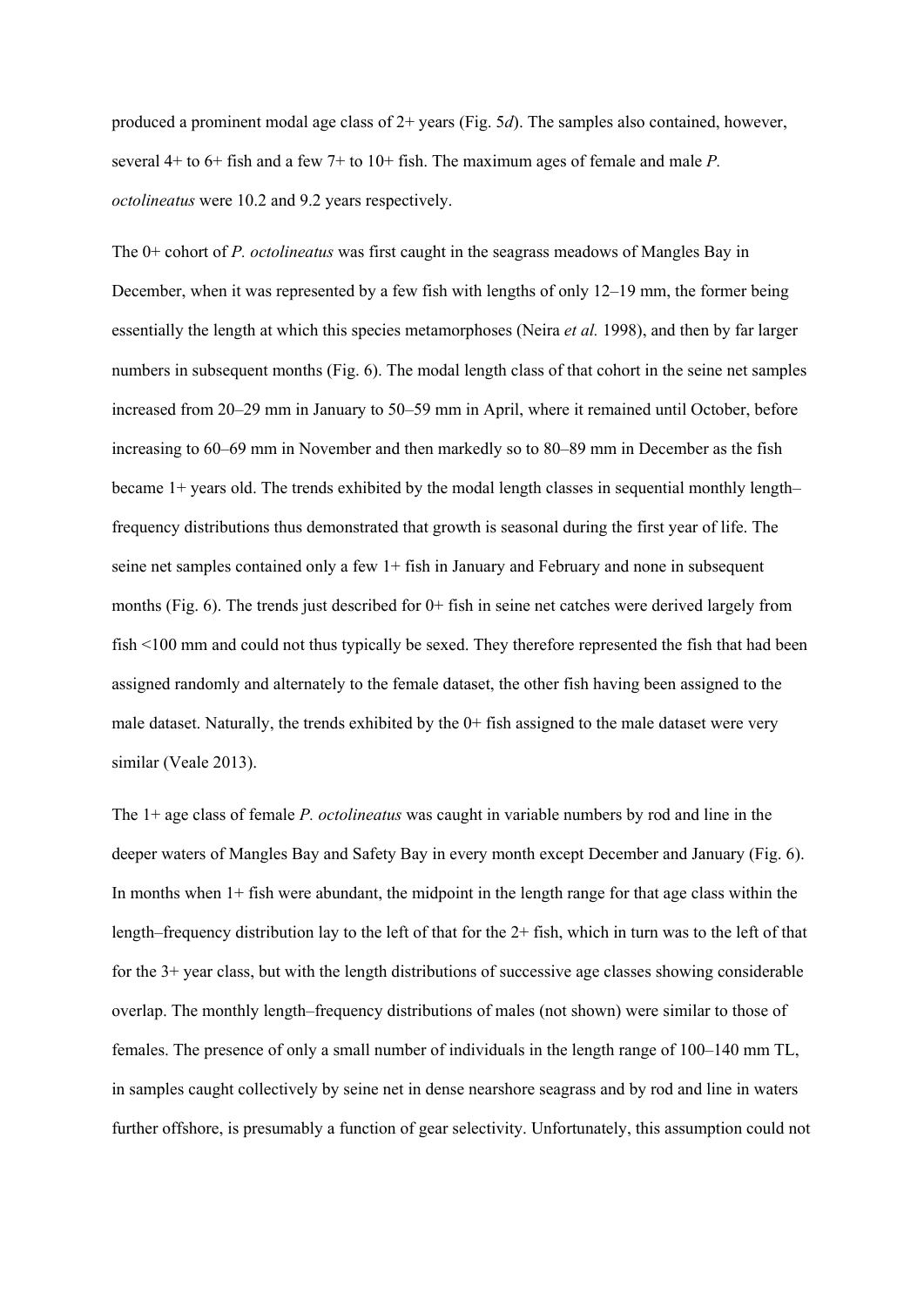produced a prominent modal age class of 2+ years (Fig. 5*d*). The samples also contained, however, several 4+ to 6+ fish and a few 7+ to 10+ fish. The maximum ages of female and male *P. octolineatus* were 10.2 and 9.2 years respectively.

The 0+ cohort of *P. octolineatus* was first caught in the seagrass meadows of Mangles Bay in December, when it was represented by a few fish with lengths of only 12–19 mm, the former being essentially the length at which this species metamorphoses (Neira *et al.* 1998), and then by far larger numbers in subsequent months (Fig. 6). The modal length class of that cohort in the seine net samples increased from 20–29 mm in January to 50–59 mm in April, where it remained until October, before increasing to 60–69 mm in November and then markedly so to 80–89 mm in December as the fish became 1+ years old. The trends exhibited by the modal length classes in sequential monthly length–frequency distributions thus demonstrated that growth is seasonal during the first year of life. The seine net samples contained only a few 1+ fish in January and February and none in subsequent months (Fig. 6). The trends just described for 0+ fish in seine net catches were derived largely from fish <100 mm and could not thus typically be sexed. They therefore represented the fish that had been assigned randomly and alternately to the female dataset, the other fish having been assigned to the male dataset. Naturally, the trends exhibited by the 0+ fish assigned to the male dataset were very similar (Veale 2013).

The 1+ age class of female *P. octolineatus* was caught in variable numbers by rod and line in the deeper waters of Mangles Bay and Safety Bay in every month except December and January (Fig. 6). In months when 1+ fish were abundant, the midpoint in the length range for that age class within the length–frequency distribution lay to the left of that for the 2+ fish, which in turn was to the left of that for the 3+ year class, but with the length distributions of successive age classes showing considerable overlap. The monthly length–frequency distributions of males (not shown) were similar to those of females. The presence of only a small number of individuals in the length range of 100–140 mm TL, in samples caught collectively by seine net in dense nearshore seagrass and by rod and line in waters further offshore, is presumably a function of gear selectivity. Unfortunately, this assumption could not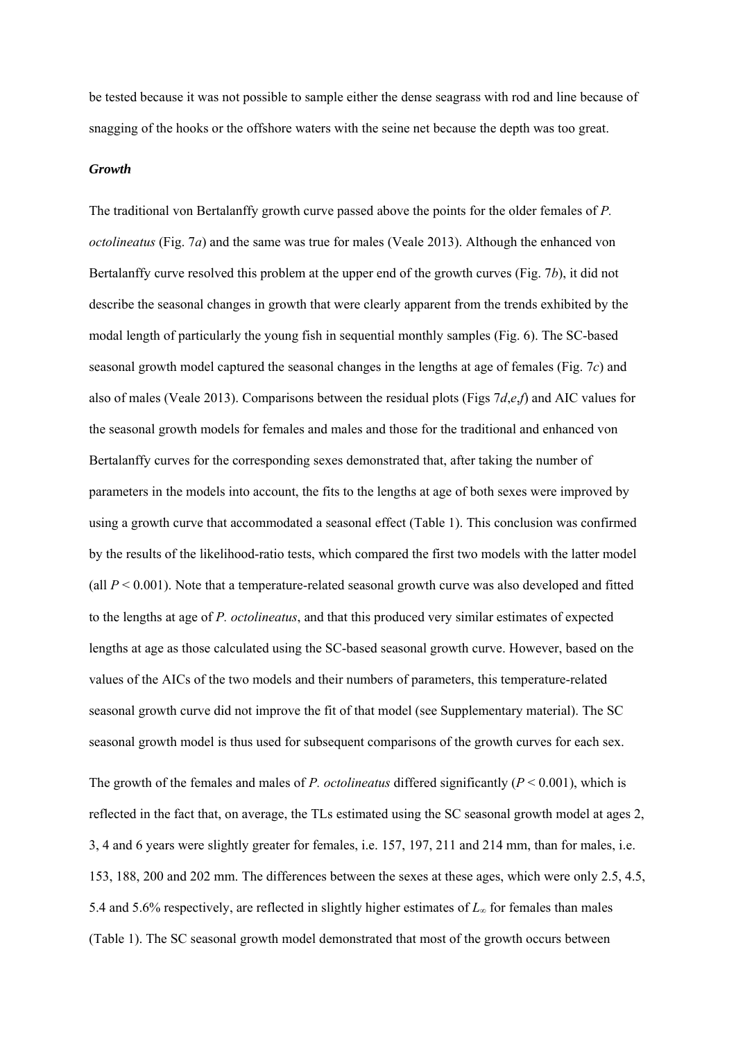be tested because it was not possible to sample either the dense seagrass with rod and line because of snagging of the hooks or the offshore waters with the seine net because the depth was too great.

### *Growth*

The traditional von Bertalanffy growth curve passed above the points for the older females of *P. octolineatus* (Fig. 7*a*) and the same was true for males (Veale 2013). Although the enhanced von Bertalanffy curve resolved this problem at the upper end of the growth curves (Fig. 7*b*), it did not describe the seasonal changes in growth that were clearly apparent from the trends exhibited by the modal length of particularly the young fish in sequential monthly samples (Fig. 6). The SC-based seasonal growth model captured the seasonal changes in the lengths at age of females (Fig. 7*c*) and also of males (Veale 2013). Comparisons between the residual plots (Figs 7*d*,*e*,*f*) and AIC values for the seasonal growth models for females and males and those for the traditional and enhanced von Bertalanffy curves for the corresponding sexes demonstrated that, after taking the number of parameters in the models into account, the fits to the lengths at age of both sexes were improved by using a growth curve that accommodated a seasonal effect (Table 1). This conclusion was confirmed by the results of the likelihood-ratio tests, which compared the first two models with the latter model (all $P < 0.001$). Note that a temperature-related seasonal growth curve was also developed and fitted to the lengths at age of *P. octolineatus*, and that this produced very similar estimates of expected lengths at age as those calculated using the SC-based seasonal growth curve. However, based on the values of the AICs of the two models and their numbers of parameters, this temperature-related seasonal growth curve did not improve the fit of that model (see Supplementary material). The SC seasonal growth model is thus used for subsequent comparisons of the growth curves for each sex.

The growth of the females and males of *P. octolineatus* differed significantly ($P < 0.001$), which is reflected in the fact that, on average, the TLs estimated using the SC seasonal growth model at ages 2, 3, 4 and 6 years were slightly greater for females, i.e. 157, 197, 211 and 214 mm, than for males, i.e. 153, 188, 200 and 202 mm. The differences between the sexes at these ages, which were only 2.5, 4.5, 5.4 and 5.6% respectively, are reflected in slightly higher estimates of $L_\infty$ for females than males (Table 1). The SC seasonal growth model demonstrated that most of the growth occurs between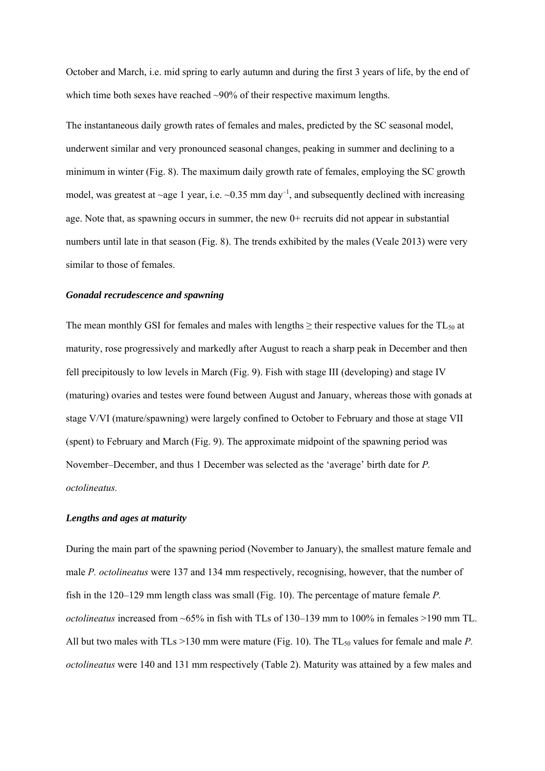October and March, i.e. mid spring to early autumn and during the first 3 years of life, by the end of which time both sexes have reached ~90% of their respective maximum lengths.

The instantaneous daily growth rates of females and males, predicted by the SC seasonal model, underwent similar and very pronounced seasonal changes, peaking in summer and declining to a minimum in winter (Fig. 8). The maximum daily growth rate of females, employing the SC growth model, was greatest at ~age 1 year, i.e. ~0.35 mm day$^{-1}$, and subsequently declined with increasing age. Note that, as spawning occurs in summer, the new 0+ recruits did not appear in substantial numbers until late in that season (Fig. 8). The trends exhibited by the males (Veale 2013) were very similar to those of females.

### *Gonadal recrudescence and spawning*

The mean monthly GSI for females and males with lengths ≥ their respective values for the $TL_{50}$ at maturity, rose progressively and markedly after August to reach a sharp peak in December and then fell precipitously to low levels in March (Fig. 9). Fish with stage III (developing) and stage IV (maturing) ovaries and testes were found between August and January, whereas those with gonads at stage V/VI (mature/spawning) were largely confined to October to February and those at stage VII (spent) to February and March (Fig. 9). The approximate midpoint of the spawning period was November–December, and thus 1 December was selected as the 'average' birth date for *P. octolineatus*.

### *Lengths and ages at maturity*

During the main part of the spawning period (November to January), the smallest mature female and male *P. octolineatus* were 137 and 134 mm respectively, recognising, however, that the number of fish in the 120–129 mm length class was small (Fig. 10). The percentage of mature female *P. octolineatus* increased from ~65% in fish with TLs of 130–139 mm to 100% in females >190 mm TL. All but two males with TLs >130 mm were mature (Fig. 10). The $TL_{50}$ values for female and male *P. octolineatus* were 140 and 131 mm respectively (Table 2). Maturity was attained by a few males and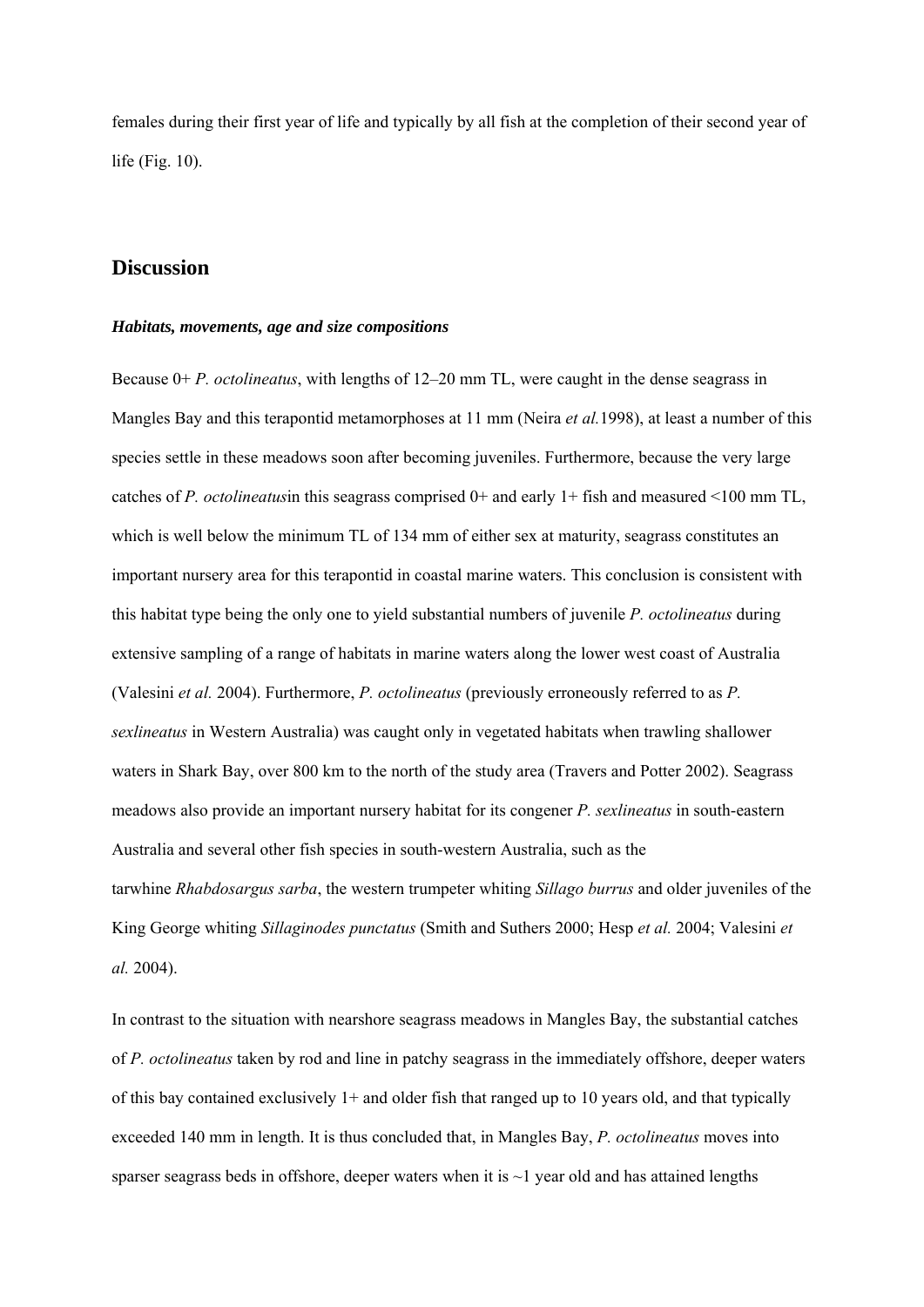females during their first year of life and typically by all fish at the completion of their second year of life (Fig. 10).

## Discussion

### *Habitats, movements, age and size compositions*

Because 0+ *P. octolineatus*, with lengths of 12–20 mm TL, were caught in the dense seagrass in Mangles Bay and this terapontid metamorphoses at 11 mm (Neira *et al.*1998), at least a number of this species settle in these meadows soon after becoming juveniles. Furthermore, because the very large catches of *P. octolineatus*in this seagrass comprised 0+ and early 1+ fish and measured <100 mm TL, which is well below the minimum TL of 134 mm of either sex at maturity, seagrass constitutes an important nursery area for this terapontid in coastal marine waters. This conclusion is consistent with this habitat type being the only one to yield substantial numbers of juvenile *P. octolineatus* during extensive sampling of a range of habitats in marine waters along the lower west coast of Australia (Valesini *et al.* 2004). Furthermore, *P. octolineatus* (previously erroneously referred to as *P. sexlineatus* in Western Australia) was caught only in vegetated habitats when trawling shallower waters in Shark Bay, over 800 km to the north of the study area (Travers and Potter 2002). Seagrass meadows also provide an important nursery habitat for its congener *P. sexlineatus* in south-eastern Australia and several other fish species in south-western Australia, such as the tarwhine *Rhabdosargus sarba*, the western trumpeter whiting *Sillago burrus* and older juveniles of the King George whiting *Sillaginodes punctatus* (Smith and Suthers 2000; Hesp *et al.* 2004; Valesini *et al.* 2004).

In contrast to the situation with nearshore seagrass meadows in Mangles Bay, the substantial catches of *P. octolineatus* taken by rod and line in patchy seagrass in the immediately offshore, deeper waters of this bay contained exclusively 1+ and older fish that ranged up to 10 years old, and that typically exceeded 140 mm in length. It is thus concluded that, in Mangles Bay, *P. octolineatus* moves into sparser seagrass beds in offshore, deeper waters when it is ~1 year old and has attained lengths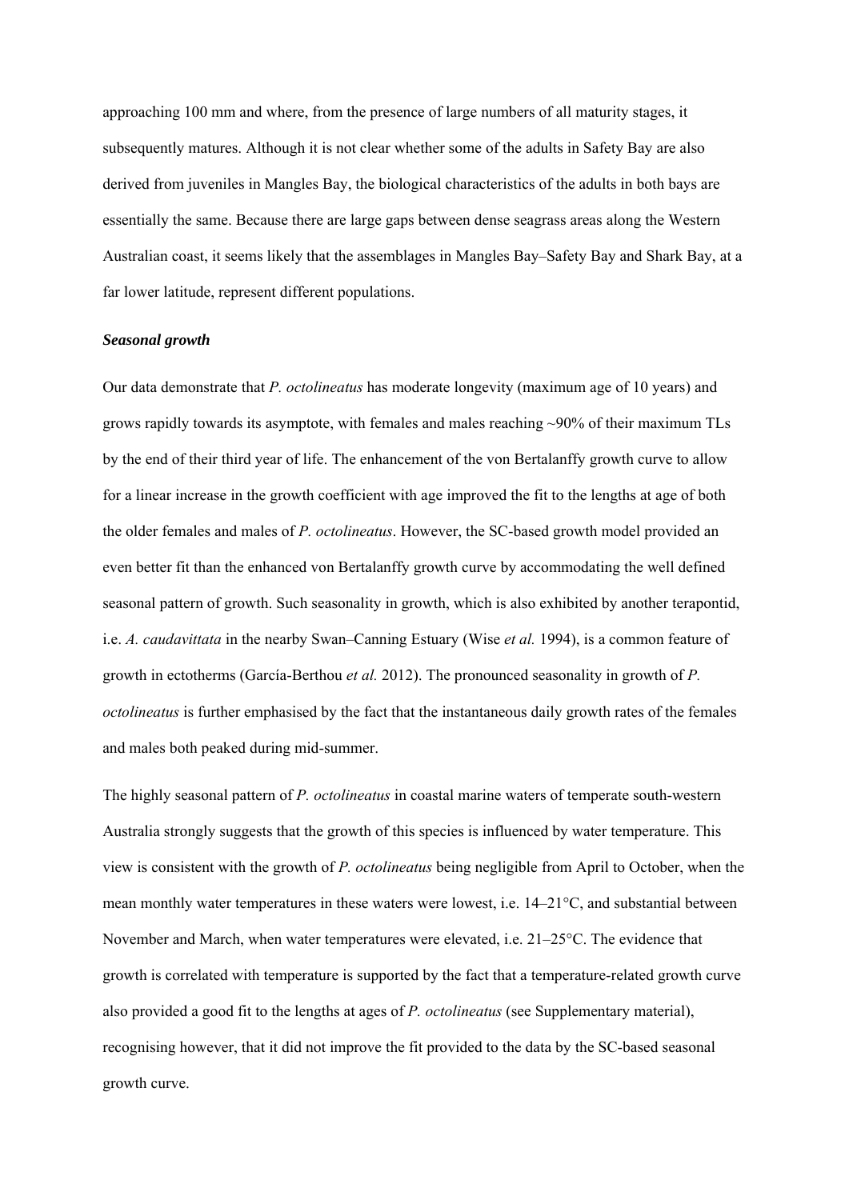approaching 100 mm and where, from the presence of large numbers of all maturity stages, it subsequently matures. Although it is not clear whether some of the adults in Safety Bay are also derived from juveniles in Mangles Bay, the biological characteristics of the adults in both bays are essentially the same. Because there are large gaps between dense seagrass areas along the Western Australian coast, it seems likely that the assemblages in Mangles Bay–Safety Bay and Shark Bay, at a far lower latitude, represent different populations.

### *Seasonal growth*

Our data demonstrate that *P. octolineatus* has moderate longevity (maximum age of 10 years) and grows rapidly towards its asymptote, with females and males reaching ~90% of their maximum TLs by the end of their third year of life. The enhancement of the von Bertalanffy growth curve to allow for a linear increase in the growth coefficient with age improved the fit to the lengths at age of both the older females and males of *P. octolineatus*. However, the SC-based growth model provided an even better fit than the enhanced von Bertalanffy growth curve by accommodating the well defined seasonal pattern of growth. Such seasonality in growth, which is also exhibited by another terapontid, i.e. *A. caudavittata* in the nearby Swan–Canning Estuary (Wise *et al.* 1994), is a common feature of growth in ectotherms (García-Berthou *et al.* 2012). The pronounced seasonality in growth of *P. octolineatus* is further emphasised by the fact that the instantaneous daily growth rates of the females and males both peaked during mid-summer.

The highly seasonal pattern of *P. octolineatus* in coastal marine waters of temperate south-western Australia strongly suggests that the growth of this species is influenced by water temperature. This view is consistent with the growth of *P. octolineatus* being negligible from April to October, when the mean monthly water temperatures in these waters were lowest, i.e. 14–21°C, and substantial between November and March, when water temperatures were elevated, i.e. 21–25°C. The evidence that growth is correlated with temperature is supported by the fact that a temperature-related growth curve also provided a good fit to the lengths at ages of *P. octolineatus* (see Supplementary material), recognising however, that it did not improve the fit provided to the data by the SC-based seasonal growth curve.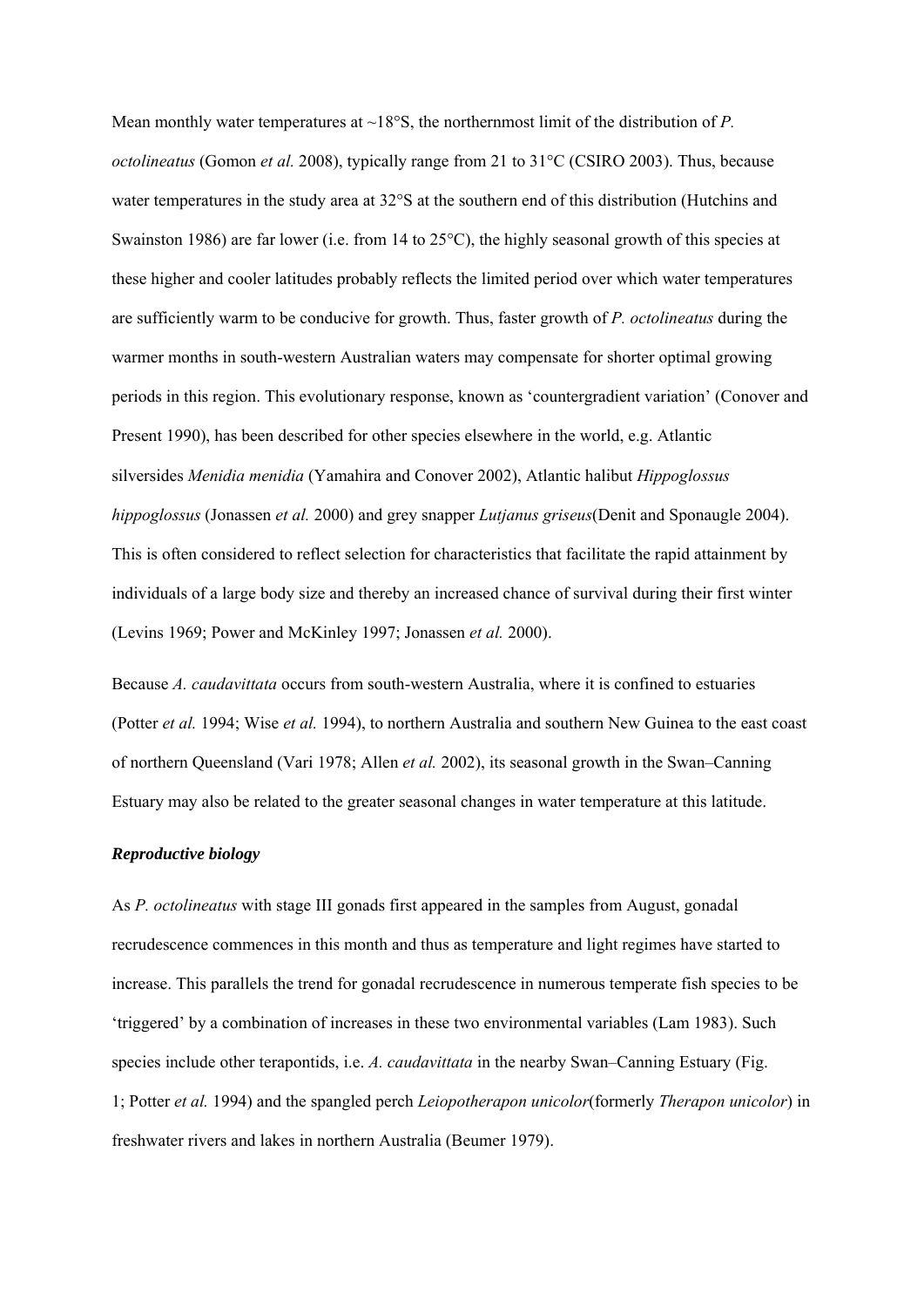Mean monthly water temperatures at ~18°S, the northernmost limit of the distribution of *P. octolineatus* (Gomon *et al.* 2008), typically range from 21 to 31°C (CSIRO 2003). Thus, because water temperatures in the study area at 32°S at the southern end of this distribution (Hutchins and Swainston 1986) are far lower (i.e. from 14 to 25°C), the highly seasonal growth of this species at these higher and cooler latitudes probably reflects the limited period over which water temperatures are sufficiently warm to be conducive for growth. Thus, faster growth of *P. octolineatus* during the warmer months in south-western Australian waters may compensate for shorter optimal growing periods in this region. This evolutionary response, known as 'countergradient variation' (Conover and Present 1990), has been described for other species elsewhere in the world, e.g. Atlantic silversides *Menidia menidia* (Yamahira and Conover 2002), Atlantic halibut *Hippoglossus hippoglossus* (Jonassen *et al.* 2000) and grey snapper *Lutjanus griseus*(Denit and Sponaugle 2004). This is often considered to reflect selection for characteristics that facilitate the rapid attainment by individuals of a large body size and thereby an increased chance of survival during their first winter (Levins 1969; Power and McKinley 1997; Jonassen *et al.* 2000).

Because *A. caudavittata* occurs from south-western Australia, where it is confined to estuaries (Potter *et al.* 1994; Wise *et al.* 1994), to northern Australia and southern New Guinea to the east coast of northern Queensland (Vari 1978; Allen *et al.* 2002), its seasonal growth in the Swan–Canning Estuary may also be related to the greater seasonal changes in water temperature at this latitude.

***Reproductive biology***

As *P. octolineatus* with stage III gonads first appeared in the samples from August, gonadal recrudescence commences in this month and thus as temperature and light regimes have started to increase. This parallels the trend for gonadal recrudescence in numerous temperate fish species to be 'triggered' by a combination of increases in these two environmental variables (Lam 1983). Such species include other terapontids, i.e. *A. caudavittata* in the nearby Swan–Canning Estuary (Fig. 1; Potter *et al.* 1994) and the spangled perch *Leiopotherapon unicolor*(formerly *Therapon unicolor*) in freshwater rivers and lakes in northern Australia (Beumer 1979).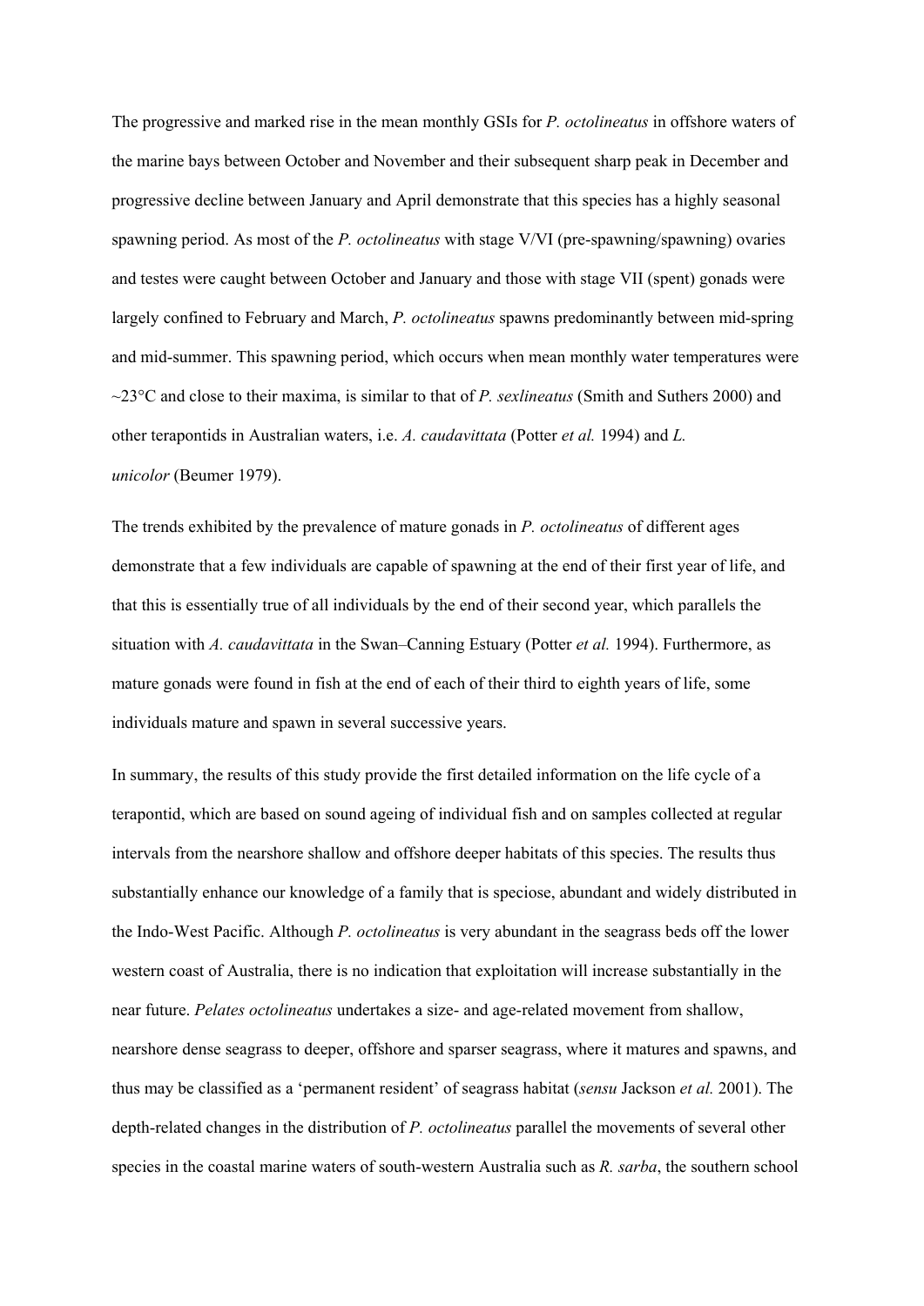The progressive and marked rise in the mean monthly GSIs for *P. octolineatus* in offshore waters of the marine bays between October and November and their subsequent sharp peak in December and progressive decline between January and April demonstrate that this species has a highly seasonal spawning period. As most of the *P. octolineatus* with stage V/VI (pre-spawning/spawning) ovaries and testes were caught between October and January and those with stage VII (spent) gonads were largely confined to February and March, *P. octolineatus* spawns predominantly between mid-spring and mid-summer. This spawning period, which occurs when mean monthly water temperatures were ~23°C and close to their maxima, is similar to that of *P. sexlineatus* (Smith and Suthers 2000) and other terapontids in Australian waters, i.e. *A. caudavittata* (Potter *et al.* 1994) and *L. unicolor* (Beumer 1979).

The trends exhibited by the prevalence of mature gonads in *P. octolineatus* of different ages demonstrate that a few individuals are capable of spawning at the end of their first year of life, and that this is essentially true of all individuals by the end of their second year, which parallels the situation with *A. caudavittata* in the Swan–Canning Estuary (Potter *et al.* 1994). Furthermore, as mature gonads were found in fish at the end of each of their third to eighth years of life, some individuals mature and spawn in several successive years.

In summary, the results of this study provide the first detailed information on the life cycle of a terapontid, which are based on sound ageing of individual fish and on samples collected at regular intervals from the nearshore shallow and offshore deeper habitats of this species. The results thus substantially enhance our knowledge of a family that is speciose, abundant and widely distributed in the Indo-West Pacific. Although *P. octolineatus* is very abundant in the seagrass beds off the lower western coast of Australia, there is no indication that exploitation will increase substantially in the near future. *Pelates octolineatus* undertakes a size- and age-related movement from shallow, nearshore dense seagrass to deeper, offshore and sparser seagrass, where it matures and spawns, and thus may be classified as a 'permanent resident' of seagrass habitat (*sensu* Jackson *et al.* 2001). The depth-related changes in the distribution of *P. octolineatus* parallel the movements of several other species in the coastal marine waters of south-western Australia such as *R. sarba*, the southern school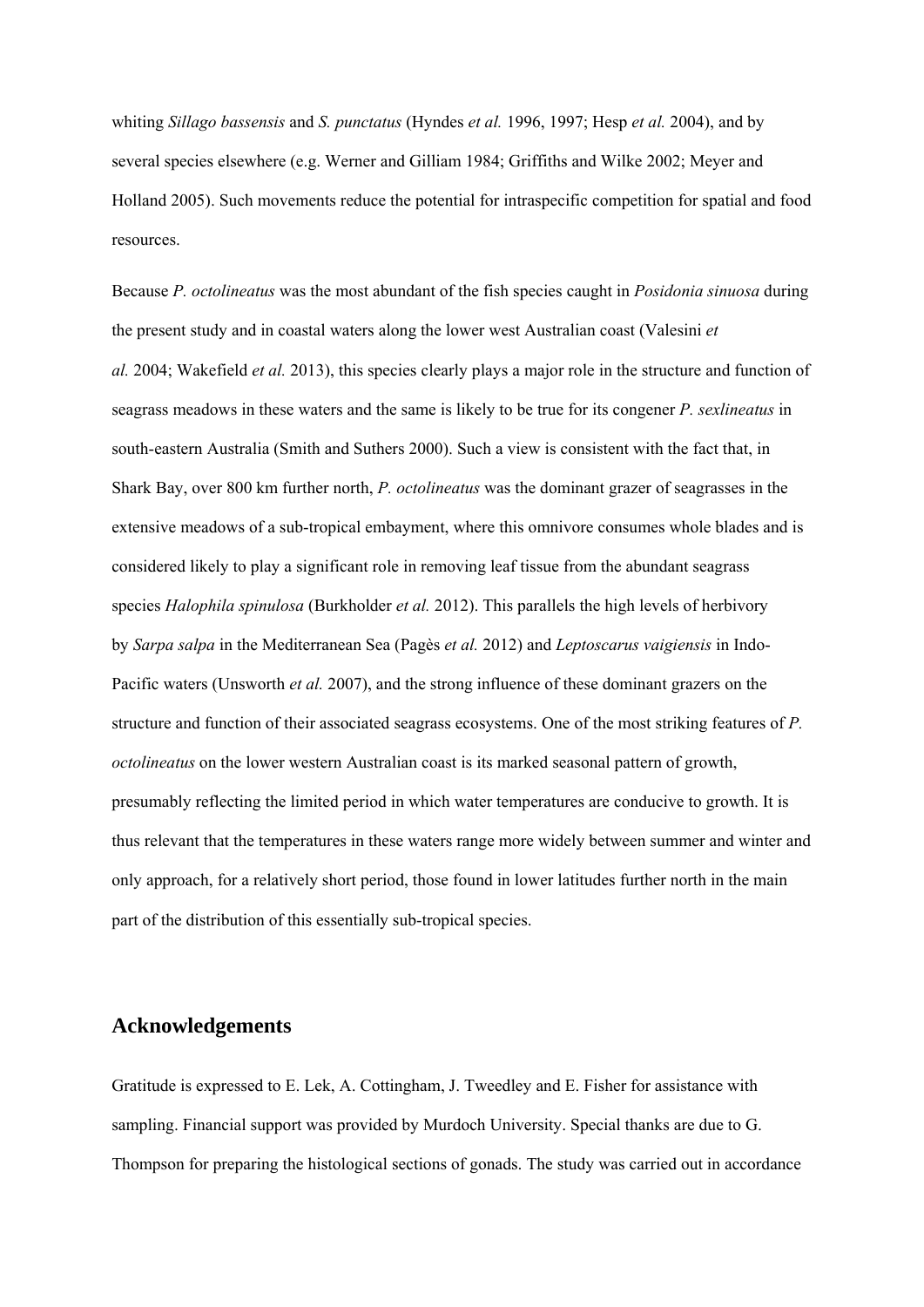whiting *Sillago bassensis* and *S. punctatus* (Hyndes *et al.* 1996, 1997; Hesp *et al.* 2004), and by several species elsewhere (e.g. Werner and Gilliam 1984; Griffiths and Wilke 2002; Meyer and Holland 2005). Such movements reduce the potential for intraspecific competition for spatial and food resources.

Because *P. octolineatus* was the most abundant of the fish species caught in *Posidonia sinuosa* during the present study and in coastal waters along the lower west Australian coast (Valesini *et al.* 2004; Wakefield *et al.* 2013), this species clearly plays a major role in the structure and function of seagrass meadows in these waters and the same is likely to be true for its congener *P. sexlineatus* in south-eastern Australia (Smith and Suthers 2000). Such a view is consistent with the fact that, in Shark Bay, over 800 km further north, *P. octolineatus* was the dominant grazer of seagrasses in the extensive meadows of a sub-tropical embayment, where this omnivore consumes whole blades and is considered likely to play a significant role in removing leaf tissue from the abundant seagrass species *Halophila spinulosa* (Burkholder *et al.* 2012). This parallels the high levels of herbivory by *Sarpa salpa* in the Mediterranean Sea (Pagès *et al.* 2012) and *Leptoscarus vaigiensis* in Indo-Pacific waters (Unsworth *et al.* 2007), and the strong influence of these dominant grazers on the structure and function of their associated seagrass ecosystems. One of the most striking features of *P. octolineatus* on the lower western Australian coast is its marked seasonal pattern of growth, presumably reflecting the limited period in which water temperatures are conducive to growth. It is thus relevant that the temperatures in these waters range more widely between summer and winter and only approach, for a relatively short period, those found in lower latitudes further north in the main part of the distribution of this essentially sub-tropical species.

## Acknowledgements

Gratitude is expressed to E. Lek, A. Cottingham, J. Tweedley and E. Fisher for assistance with sampling. Financial support was provided by Murdoch University. Special thanks are due to G. Thompson for preparing the histological sections of gonads. The study was carried out in accordance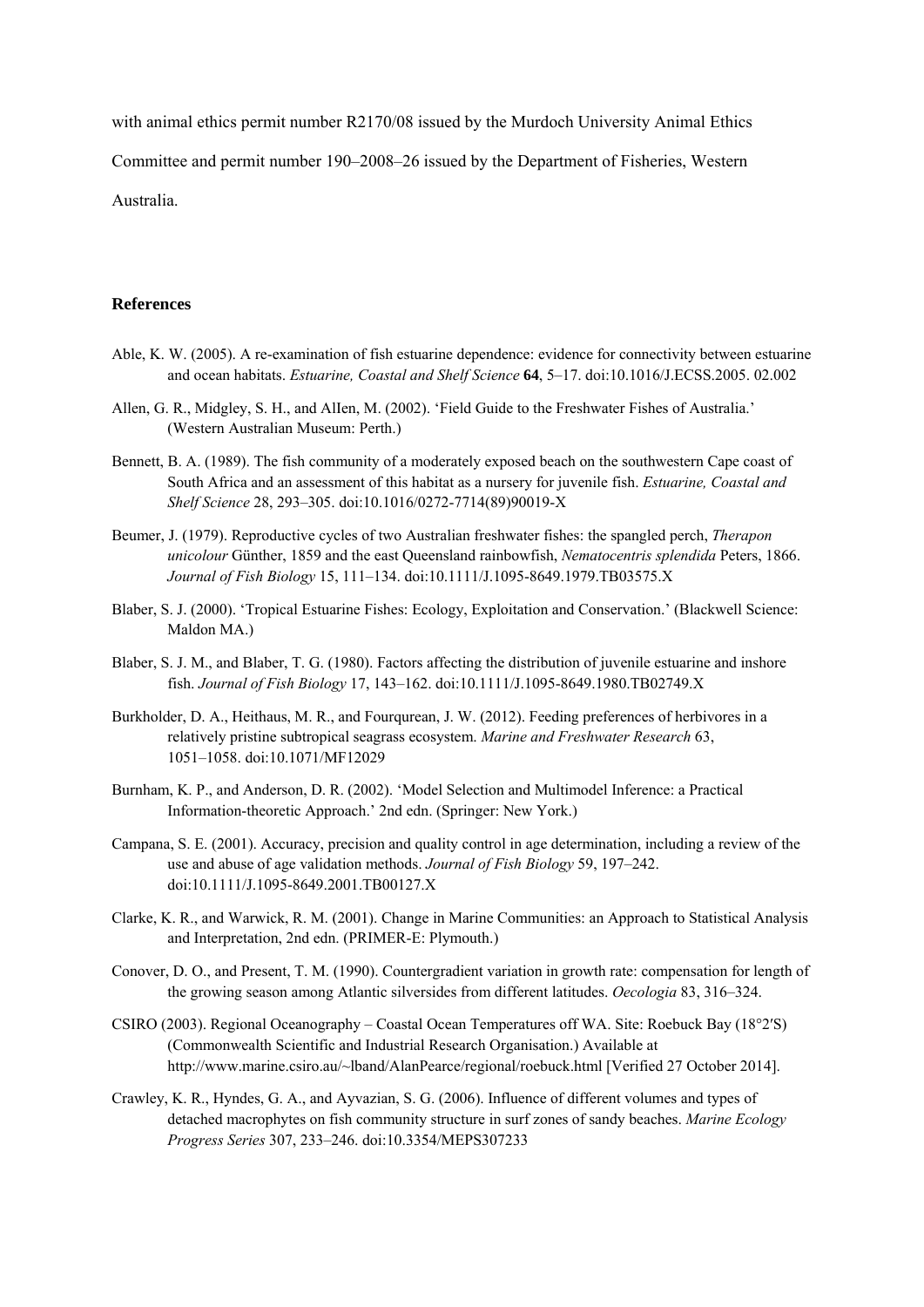with animal ethics permit number R2170/08 issued by the Murdoch University Animal Ethics Committee and permit number 190–2008–26 issued by the Department of Fisheries, Western Australia.

## References

Able, K. W. (2005). A re-examination of fish estuarine dependence: evidence for connectivity between estuarine and ocean habitats. *Estuarine, Coastal and Shelf Science* **64**, 5–17. doi:10.1016/J.ECSS.2005. 02.002

Allen, G. R., Midgley, S. H., and AlIen, M. (2002). 'Field Guide to the Freshwater Fishes of Australia.' (Western Australian Museum: Perth.)

Bennett, B. A. (1989). The fish community of a moderately exposed beach on the southwestern Cape coast of South Africa and an assessment of this habitat as a nursery for juvenile fish. *Estuarine, Coastal and Shelf Science* 28, 293–305. doi:10.1016/0272-7714(89)90019-X

Beumer, J. (1979). Reproductive cycles of two Australian freshwater fishes: the spangled perch, *Therapon unicolour* Günther, 1859 and the east Queensland rainbowfish, *Nematocentris splendida* Peters, 1866. *Journal of Fish Biology* 15, 111–134. doi:10.1111/J.1095-8649.1979.TB03575.X

Blaber, S. J. (2000). 'Tropical Estuarine Fishes: Ecology, Exploitation and Conservation.' (Blackwell Science: Maldon MA.)

Blaber, S. J. M., and Blaber, T. G. (1980). Factors affecting the distribution of juvenile estuarine and inshore fish. *Journal of Fish Biology* 17, 143–162. doi:10.1111/J.1095-8649.1980.TB02749.X

Burkholder, D. A., Heithaus, M. R., and Fourqurean, J. W. (2012). Feeding preferences of herbivores in a relatively pristine subtropical seagrass ecosystem. *Marine and Freshwater Research* 63, 1051–1058. doi:10.1071/MF12029

Burnham, K. P., and Anderson, D. R. (2002). 'Model Selection and Multimodel Inference: a Practical Information-theoretic Approach.' 2nd edn. (Springer: New York.)

Campana, S. E. (2001). Accuracy, precision and quality control in age determination, including a review of the use and abuse of age validation methods. *Journal of Fish Biology* 59, 197–242. doi:10.1111/J.1095-8649.2001.TB00127.X

Clarke, K. R., and Warwick, R. M. (2001). Change in Marine Communities: an Approach to Statistical Analysis and Interpretation, 2nd edn. (PRIMER-E: Plymouth.)

Conover, D. O., and Present, T. M. (1990). Countergradient variation in growth rate: compensation for length of the growing season among Atlantic silversides from different latitudes. *Oecologia* 83, 316–324.

CSIRO (2003). Regional Oceanography – Coastal Ocean Temperatures off WA. Site: Roebuck Bay (18°2′S) (Commonwealth Scientific and Industrial Research Organisation.) Available at http://www.marine.csiro.au/~lband/AlanPearce/regional/roebuck.html [Verified 27 October 2014].

Crawley, K. R., Hyndes, G. A., and Ayvazian, S. G. (2006). Influence of different volumes and types of detached macrophytes on fish community structure in surf zones of sandy beaches. *Marine Ecology Progress Series* 307, 233–246. doi:10.3354/MEPS307233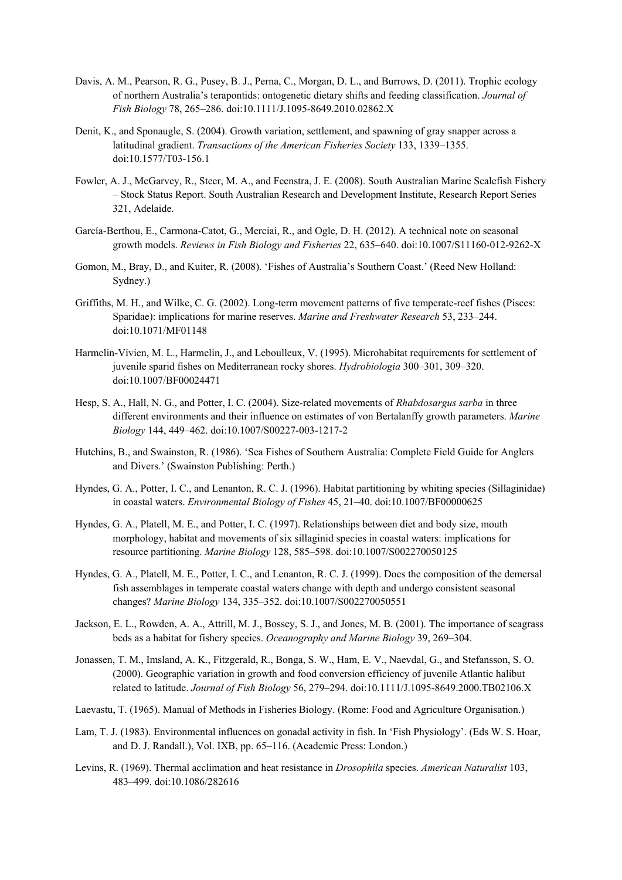Davis, A. M., Pearson, R. G., Pusey, B. J., Perna, C., Morgan, D. L., and Burrows, D. (2011). Trophic ecology of northern Australia's terapontids: ontogenetic dietary shifts and feeding classification. *Journal of Fish Biology* 78, 265–286. doi:10.1111/J.1095-8649.2010.02862.X

Denit, K., and Sponaugle, S. (2004). Growth variation, settlement, and spawning of gray snapper across a latitudinal gradient. *Transactions of the American Fisheries Society* 133, 1339–1355. doi:10.1577/T03-156.1

Fowler, A. J., McGarvey, R., Steer, M. A., and Feenstra, J. E. (2008). South Australian Marine Scalefish Fishery – Stock Status Report. South Australian Research and Development Institute, Research Report Series 321, Adelaide.

García-Berthou, E., Carmona-Catot, G., Merciai, R., and Ogle, D. H. (2012). A technical note on seasonal growth models. *Reviews in Fish Biology and Fisheries* 22, 635–640. doi:10.1007/S11160-012-9262-X

Gomon, M., Bray, D., and Kuiter, R. (2008). 'Fishes of Australia's Southern Coast.' (Reed New Holland: Sydney.)

Griffiths, M. H., and Wilke, C. G. (2002). Long-term movement patterns of five temperate-reef fishes (Pisces: Sparidae): implications for marine reserves. *Marine and Freshwater Research* 53, 233–244. doi:10.1071/MF01148

Harmelin-Vivien, M. L., Harmelin, J., and Leboulleux, V. (1995). Microhabitat requirements for settlement of juvenile sparid fishes on Mediterranean rocky shores. *Hydrobiologia* 300–301, 309–320. doi:10.1007/BF00024471

Hesp, S. A., Hall, N. G., and Potter, I. C. (2004). Size-related movements of *Rhabdosargus sarba* in three different environments and their influence on estimates of von Bertalanffy growth parameters. *Marine Biology* 144, 449–462. doi:10.1007/S00227-003-1217-2

Hutchins, B., and Swainston, R. (1986). 'Sea Fishes of Southern Australia: Complete Field Guide for Anglers and Divers.' (Swainston Publishing: Perth.)

Hyndes, G. A., Potter, I. C., and Lenanton, R. C. J. (1996). Habitat partitioning by whiting species (Sillaginidae) in coastal waters. *Environmental Biology of Fishes* 45, 21–40. doi:10.1007/BF00000625

Hyndes, G. A., Platell, M. E., and Potter, I. C. (1997). Relationships between diet and body size, mouth morphology, habitat and movements of six sillaginid species in coastal waters: implications for resource partitioning. *Marine Biology* 128, 585–598. doi:10.1007/S002270050125

Hyndes, G. A., Platell, M. E., Potter, I. C., and Lenanton, R. C. J. (1999). Does the composition of the demersal fish assemblages in temperate coastal waters change with depth and undergo consistent seasonal changes? *Marine Biology* 134, 335–352. doi:10.1007/S002270050551

Jackson, E. L., Rowden, A. A., Attrill, M. J., Bossey, S. J., and Jones, M. B. (2001). The importance of seagrass beds as a habitat for fishery species. *Oceanography and Marine Biology* 39, 269–304.

Jonassen, T. M., Imsland, A. K., Fitzgerald, R., Bonga, S. W., Ham, E. V., Naevdal, G., and Stefansson, S. O. (2000). Geographic variation in growth and food conversion efficiency of juvenile Atlantic halibut related to latitude. *Journal of Fish Biology* 56, 279–294. doi:10.1111/J.1095-8649.2000.TB02106.X

Laevastu, T. (1965). Manual of Methods in Fisheries Biology. (Rome: Food and Agriculture Organisation.)

Lam, T. J. (1983). Environmental influences on gonadal activity in fish. In 'Fish Physiology'. (Eds W. S. Hoar, and D. J. Randall.), Vol. IXB, pp. 65–116. (Academic Press: London.)

Levins, R. (1969). Thermal acclimation and heat resistance in *Drosophila* species. *American Naturalist* 103, 483–499. doi:10.1086/282616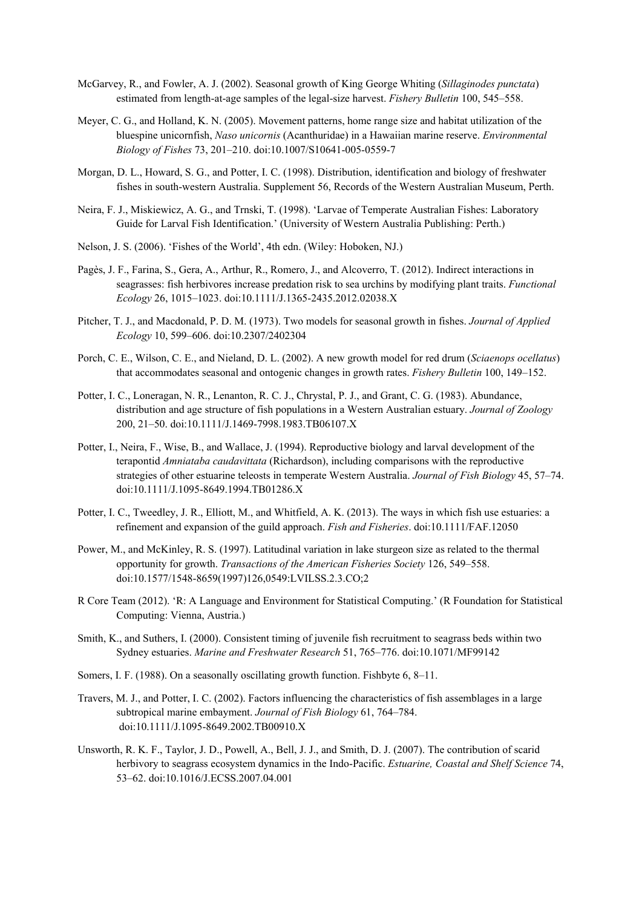McGarvey, R., and Fowler, A. J. (2002). Seasonal growth of King George Whiting (*Sillaginodes punctata*) estimated from length-at-age samples of the legal-size harvest. *Fishery Bulletin* 100, 545–558.

Meyer, C. G., and Holland, K. N. (2005). Movement patterns, home range size and habitat utilization of the bluespine unicornfish, *Naso unicornis* (Acanthuridae) in a Hawaiian marine reserve. *Environmental Biology of Fishes* 73, 201–210. doi:10.1007/S10641-005-0559-7

Morgan, D. L., Howard, S. G., and Potter, I. C. (1998). Distribution, identification and biology of freshwater fishes in south-western Australia. Supplement 56, Records of the Western Australian Museum, Perth.

Neira, F. J., Miskiewicz, A. G., and Trnski, T. (1998). 'Larvae of Temperate Australian Fishes: Laboratory Guide for Larval Fish Identification.' (University of Western Australia Publishing: Perth.)

Nelson, J. S. (2006). 'Fishes of the World', 4th edn. (Wiley: Hoboken, NJ.)

Pagès, J. F., Farina, S., Gera, A., Arthur, R., Romero, J., and Alcoverro, T. (2012). Indirect interactions in seagrasses: fish herbivores increase predation risk to sea urchins by modifying plant traits. *Functional Ecology* 26, 1015–1023. doi:10.1111/J.1365-2435.2012.02038.X

Pitcher, T. J., and Macdonald, P. D. M. (1973). Two models for seasonal growth in fishes. *Journal of Applied Ecology* 10, 599–606. doi:10.2307/2402304

Porch, C. E., Wilson, C. E., and Nieland, D. L. (2002). A new growth model for red drum (*Sciaenops ocellatus*) that accommodates seasonal and ontogenic changes in growth rates. *Fishery Bulletin* 100, 149–152.

Potter, I. C., Loneragan, N. R., Lenanton, R. C. J., Chrystal, P. J., and Grant, C. G. (1983). Abundance, distribution and age structure of fish populations in a Western Australian estuary. *Journal of Zoology* 200, 21–50. doi:10.1111/J.1469-7998.1983.TB06107.X

Potter, I., Neira, F., Wise, B., and Wallace, J. (1994). Reproductive biology and larval development of the terapontid *Amniataba caudavittata* (Richardson), including comparisons with the reproductive strategies of other estuarine teleosts in temperate Western Australia. *Journal of Fish Biology* 45, 57–74. doi:10.1111/J.1095-8649.1994.TB01286.X

Potter, I. C., Tweedley, J. R., Elliott, M., and Whitfield, A. K. (2013). The ways in which fish use estuaries: a refinement and expansion of the guild approach. *Fish and Fisheries*. doi:10.1111/FAF.12050

Power, M., and McKinley, R. S. (1997). Latitudinal variation in lake sturgeon size as related to the thermal opportunity for growth. *Transactions of the American Fisheries Society* 126, 549–558. doi:10.1577/1548-8659(1997)126,0549:LVILSS.2.3.CO;2

R Core Team (2012). 'R: A Language and Environment for Statistical Computing.' (R Foundation for Statistical Computing: Vienna, Austria.)

Smith, K., and Suthers, I. (2000). Consistent timing of juvenile fish recruitment to seagrass beds within two Sydney estuaries. *Marine and Freshwater Research* 51, 765–776. doi:10.1071/MF99142

Somers, I. F. (1988). On a seasonally oscillating growth function. Fishbyte 6, 8–11.

Travers, M. J., and Potter, I. C. (2002). Factors influencing the characteristics of fish assemblages in a large subtropical marine embayment. *Journal of Fish Biology* 61, 764–784. doi:10.1111/J.1095-8649.2002.TB00910.X

Unsworth, R. K. F., Taylor, J. D., Powell, A., Bell, J. J., and Smith, D. J. (2007). The contribution of scarid herbivory to seagrass ecosystem dynamics in the Indo-Pacific. *Estuarine, Coastal and Shelf Science* 74, 53–62. doi:10.1016/J.ECSS.2007.04.001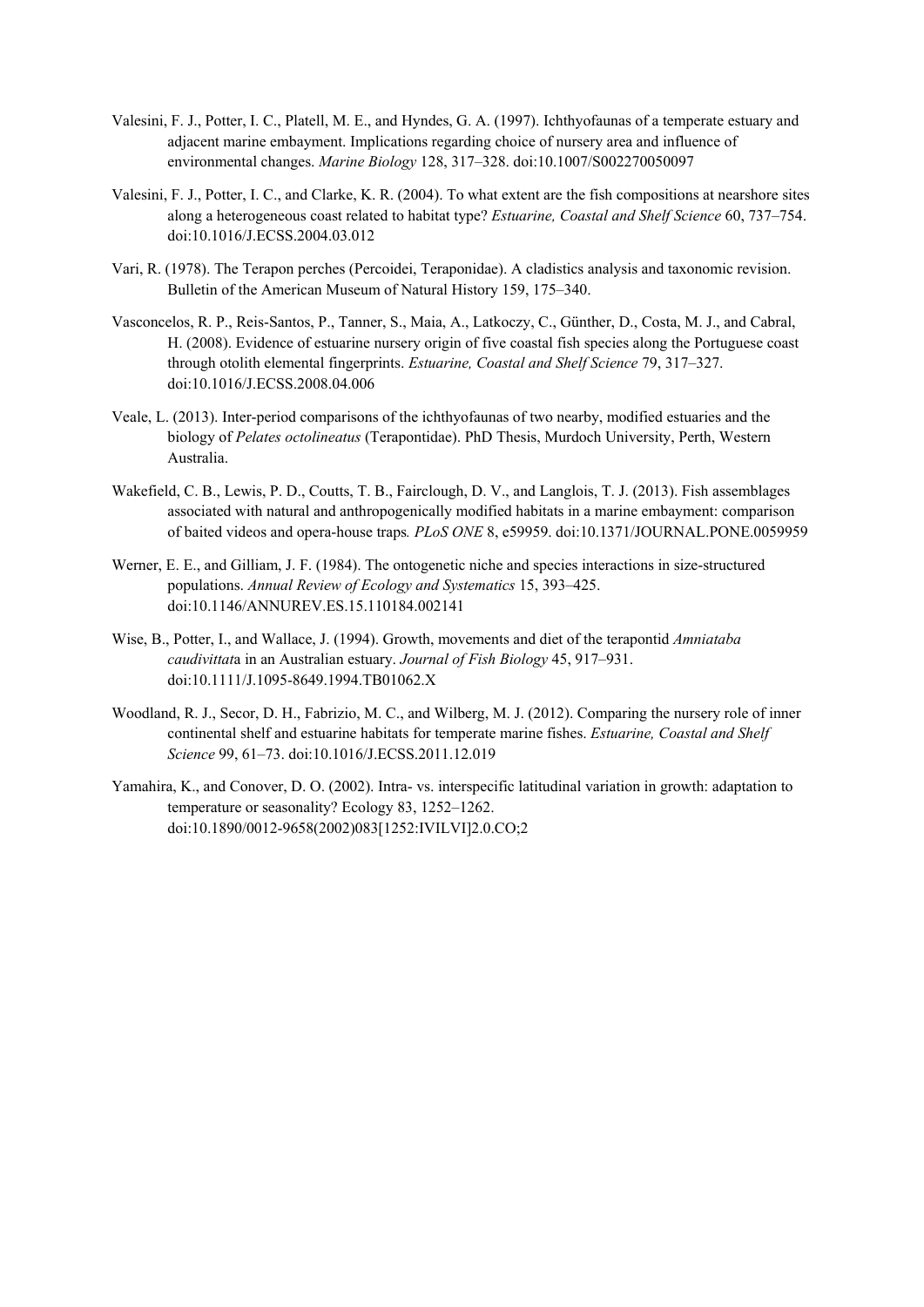Valesini, F. J., Potter, I. C., Platell, M. E., and Hyndes, G. A. (1997). Ichthyofaunas of a temperate estuary and adjacent marine embayment. Implications regarding choice of nursery area and influence of environmental changes. *Marine Biology* 128, 317–328. doi:10.1007/S002270050097

Valesini, F. J., Potter, I. C., and Clarke, K. R. (2004). To what extent are the fish compositions at nearshore sites along a heterogeneous coast related to habitat type? *Estuarine, Coastal and Shelf Science* 60, 737–754. doi:10.1016/J.ECSS.2004.03.012

Vari, R. (1978). The Terapon perches (Percoidei, Teraponidae). A cladistics analysis and taxonomic revision. Bulletin of the American Museum of Natural History 159, 175–340.

Vasconcelos, R. P., Reis-Santos, P., Tanner, S., Maia, A., Latkoczy, C., Günther, D., Costa, M. J., and Cabral, H. (2008). Evidence of estuarine nursery origin of five coastal fish species along the Portuguese coast through otolith elemental fingerprints. *Estuarine, Coastal and Shelf Science* 79, 317–327. doi:10.1016/J.ECSS.2008.04.006

Veale, L. (2013). Inter-period comparisons of the ichthyofaunas of two nearby, modified estuaries and the biology of *Pelates octolineatus* (Terapontidae). PhD Thesis, Murdoch University, Perth, Western Australia.

Wakefield, C. B., Lewis, P. D., Coutts, T. B., Fairclough, D. V., and Langlois, T. J. (2013). Fish assemblages associated with natural and anthropogenically modified habitats in a marine embayment: comparison of baited videos and opera-house traps*. PLoS ONE* 8, e59959. doi:10.1371/JOURNAL.PONE.0059959

Werner, E. E., and Gilliam, J. F. (1984). The ontogenetic niche and species interactions in size-structured populations. *Annual Review of Ecology and Systematics* 15, 393–425. doi:10.1146/ANNUREV.ES.15.110184.002141

Wise, B., Potter, I., and Wallace, J. (1994). Growth, movements and diet of the terapontid *Amniataba caudivittat*a in an Australian estuary. *Journal of Fish Biology* 45, 917–931. doi:10.1111/J.1095-8649.1994.TB01062.X

Woodland, R. J., Secor, D. H., Fabrizio, M. C., and Wilberg, M. J. (2012). Comparing the nursery role of inner continental shelf and estuarine habitats for temperate marine fishes. *Estuarine, Coastal and Shelf Science* 99, 61–73. doi:10.1016/J.ECSS.2011.12.019

Yamahira, K., and Conover, D. O. (2002). Intra- vs. interspecific latitudinal variation in growth: adaptation to temperature or seasonality? Ecology 83, 1252–1262. doi:10.1890/0012-9658(2002)083[1252:IVILVI]2.0.CO;2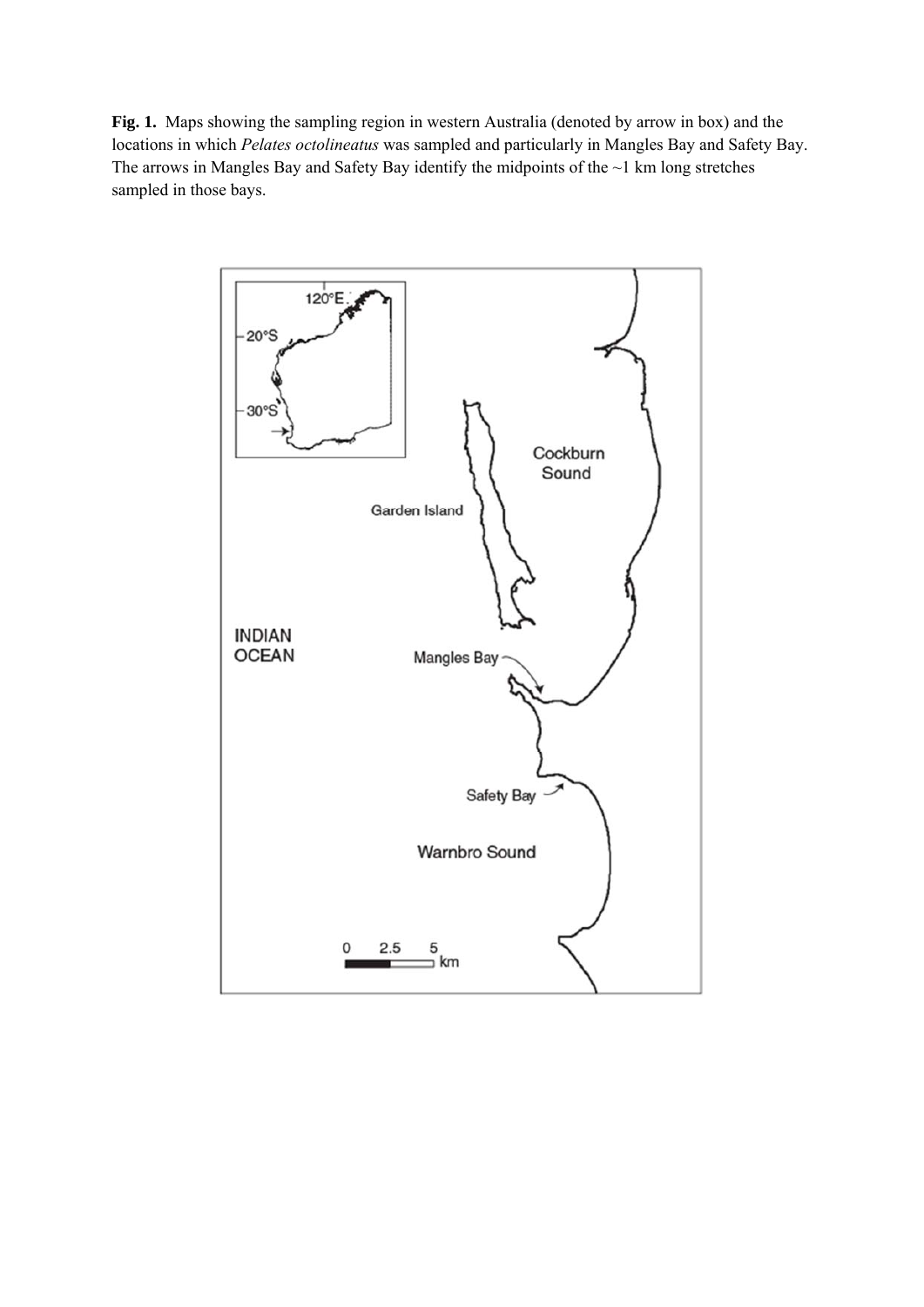**Fig. 1.** Maps showing the sampling region in western Australia (denoted by arrow in box) and the locations in which *Pelates octolineatus* was sampled and particularly in Mangles Bay and Safety Bay. The arrows in Mangles Bay and Safety Bay identify the midpoints of the ~1 km long stretches sampled in those bays.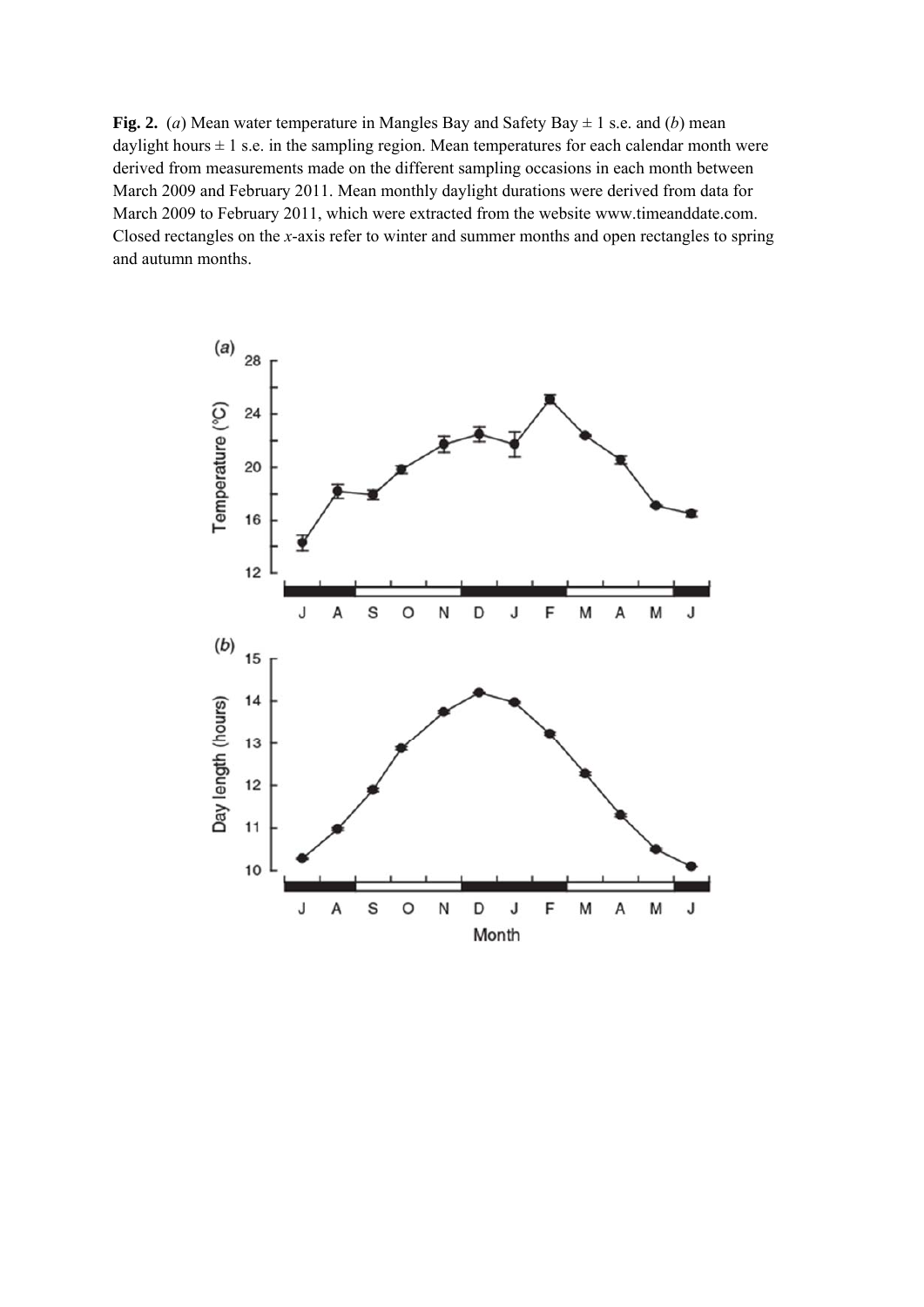**Fig. 2.** (*a*) Mean water temperature in Mangles Bay and Safety Bay ± 1 s.e. and (*b*) mean daylight hours ± 1 s.e. in the sampling region. Mean temperatures for each calendar month were derived from measurements made on the different sampling occasions in each month between March 2009 and February 2011. Mean monthly daylight durations were derived from data for March 2009 to February 2011, which were extracted from the website www.timeanddate.com. Closed rectangles on the *x*-axis refer to winter and summer months and open rectangles to spring and autumn months.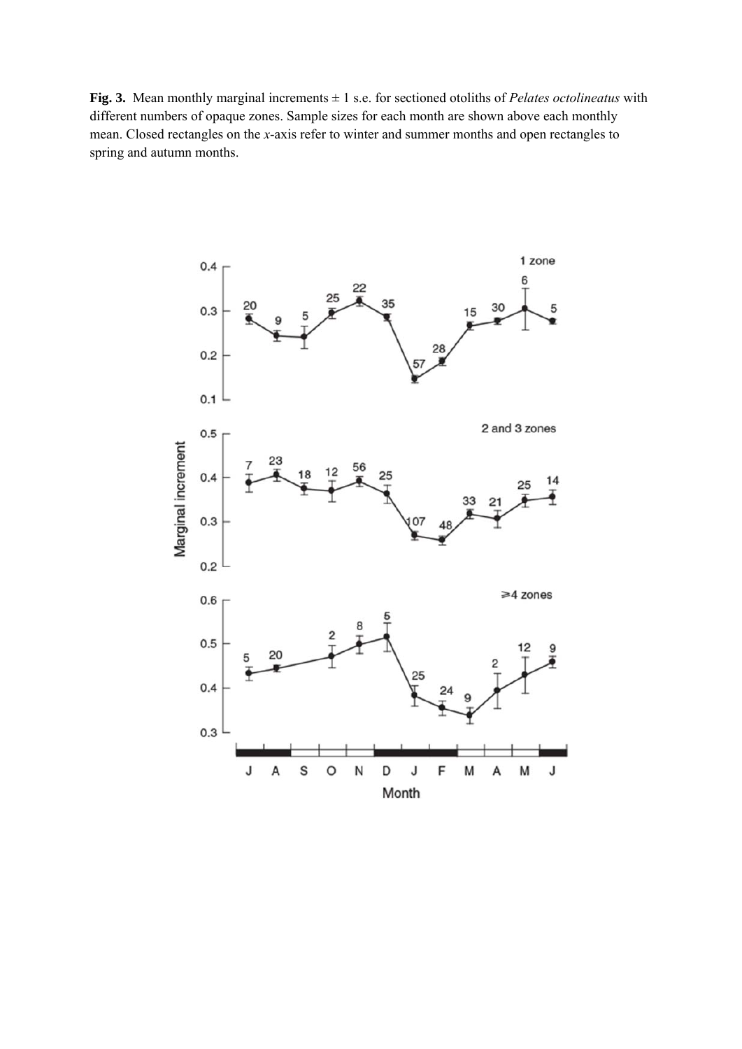**Fig. 3.** Mean monthly marginal increments ± 1 s.e. for sectioned otoliths of *Pelates octolineatus* with different numbers of opaque zones. Sample sizes for each month are shown above each monthly mean. Closed rectangles on the *x*-axis refer to winter and summer months and open rectangles to spring and autumn months.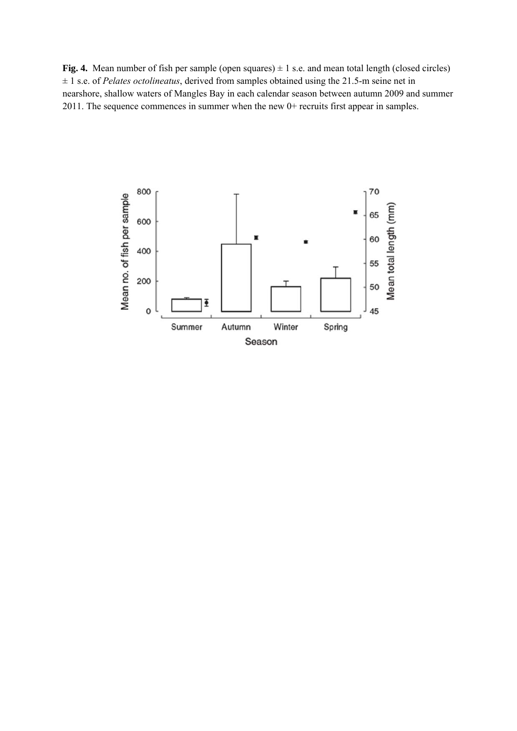**Fig. 4.** Mean number of fish per sample (open squares) ± 1 s.e. and mean total length (closed circles) ± 1 s.e. of *Pelates octolineatus*, derived from samples obtained using the 21.5-m seine net in nearshore, shallow waters of Mangles Bay in each calendar season between autumn 2009 and summer 2011. The sequence commences in summer when the new 0+ recruits first appear in samples.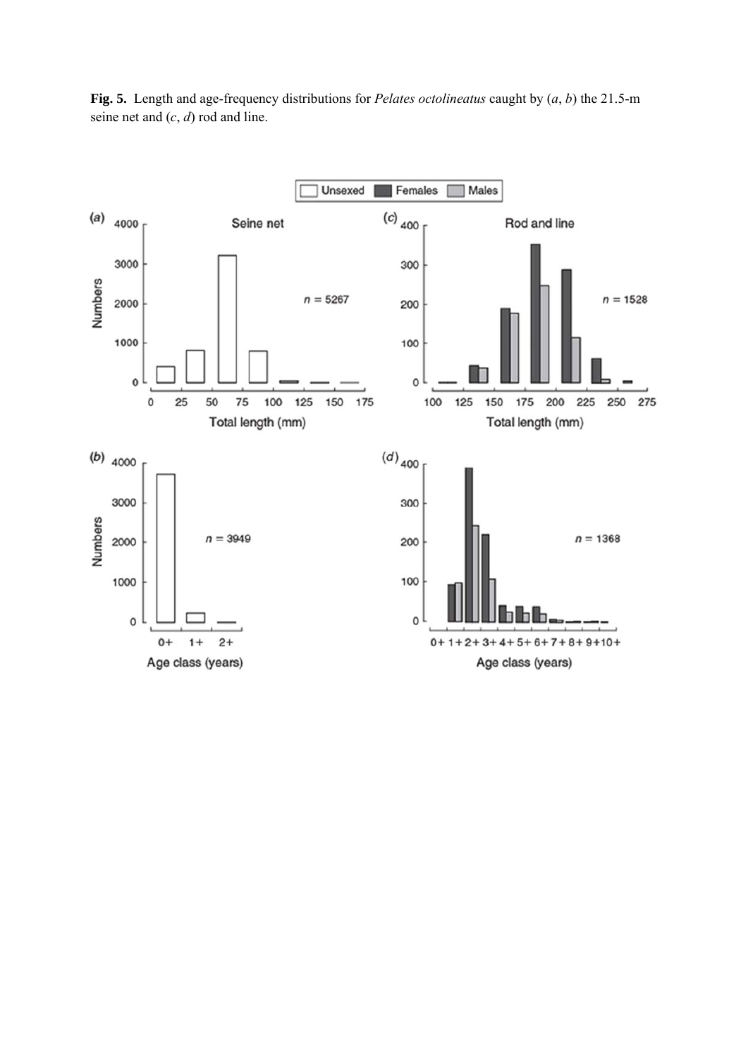**Fig. 5.** Length and age-frequency distributions for *Pelates octolineatus* caught by (*a*, *b*) the 21.5-m seine net and (*c*, *d*) rod and line.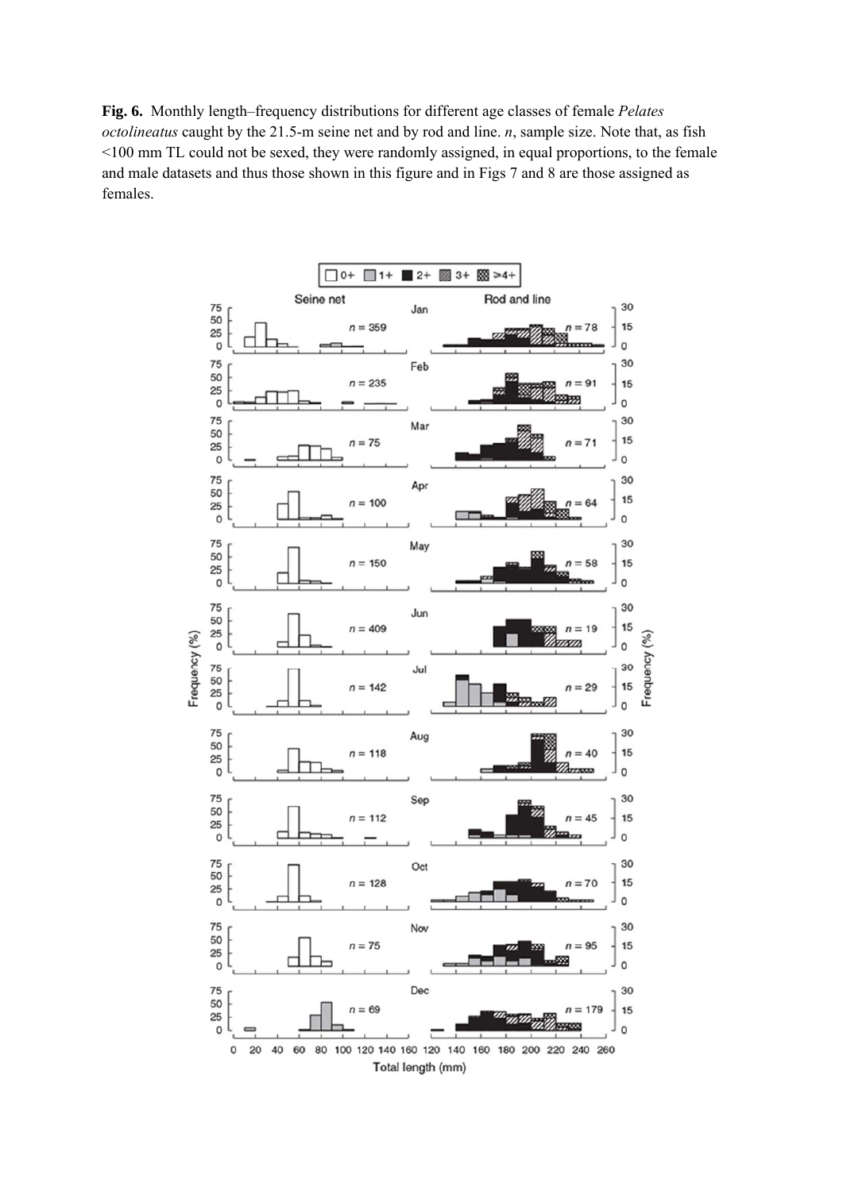**Fig. 6.** Monthly length–frequency distributions for different age classes of female *Pelates octolineatus* caught by the 21.5-m seine net and by rod and line. *n*, sample size. Note that, as fish <100 mm TL could not be sexed, they were randomly assigned, in equal proportions, to the female and male datasets and thus those shown in this figure and in Figs 7 and 8 are those assigned as females.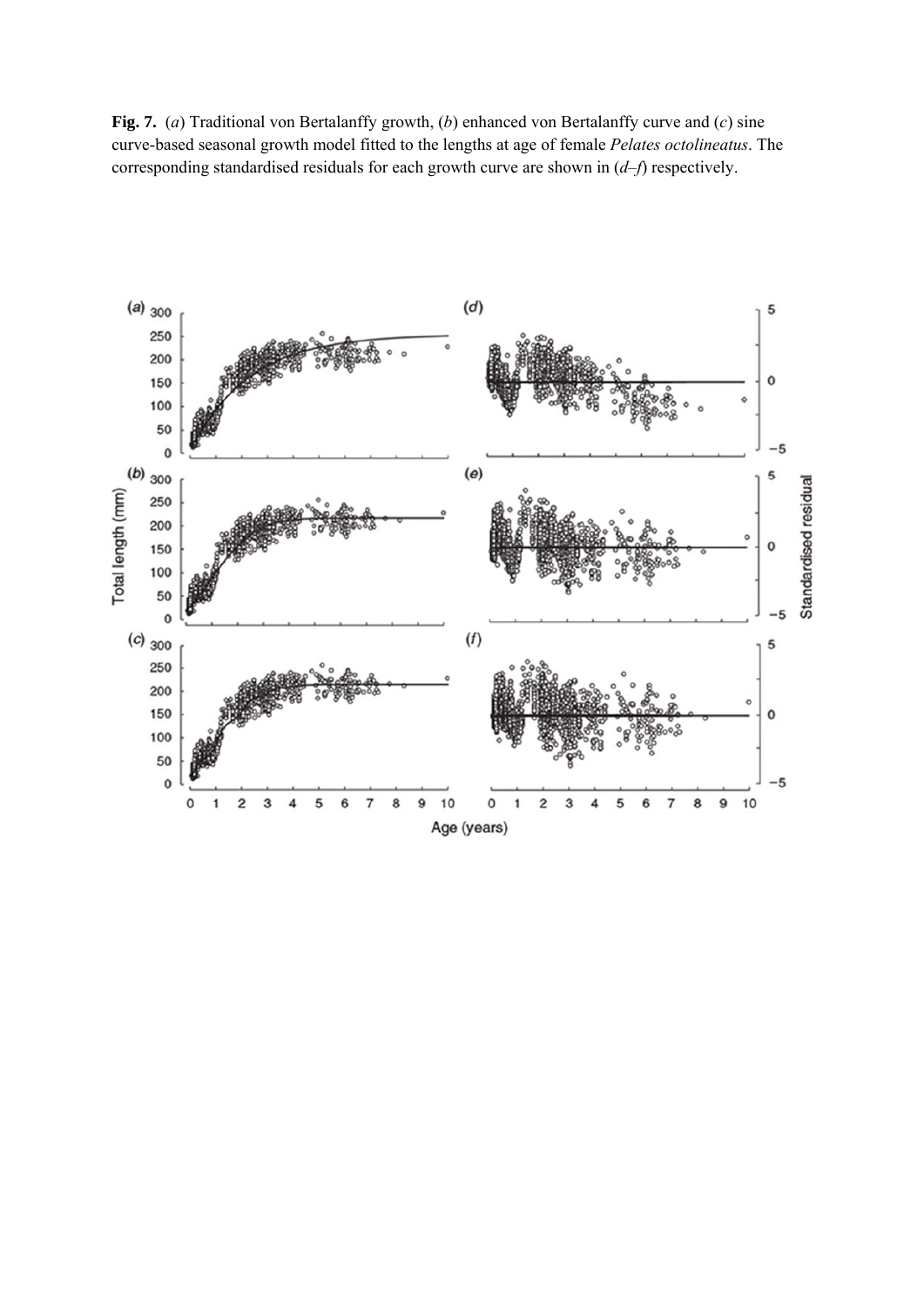**Fig. 7.** (*a*) Traditional von Bertalanffy growth, (*b*) enhanced von Bertalanffy curve and (*c*) sine curve-based seasonal growth model fitted to the lengths at age of female *Pelates octolineatus*. The corresponding standardised residuals for each growth curve are shown in (*d*–*f*) respectively.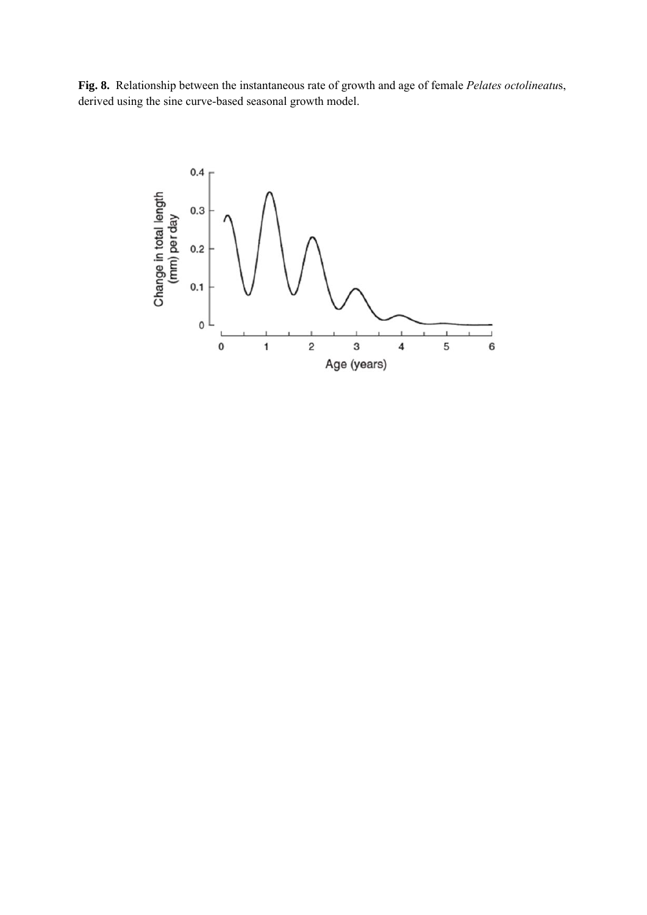**Fig. 8.** Relationship between the instantaneous rate of growth and age of female *Pelates octolineatus*, derived using the sine curve-based seasonal growth model.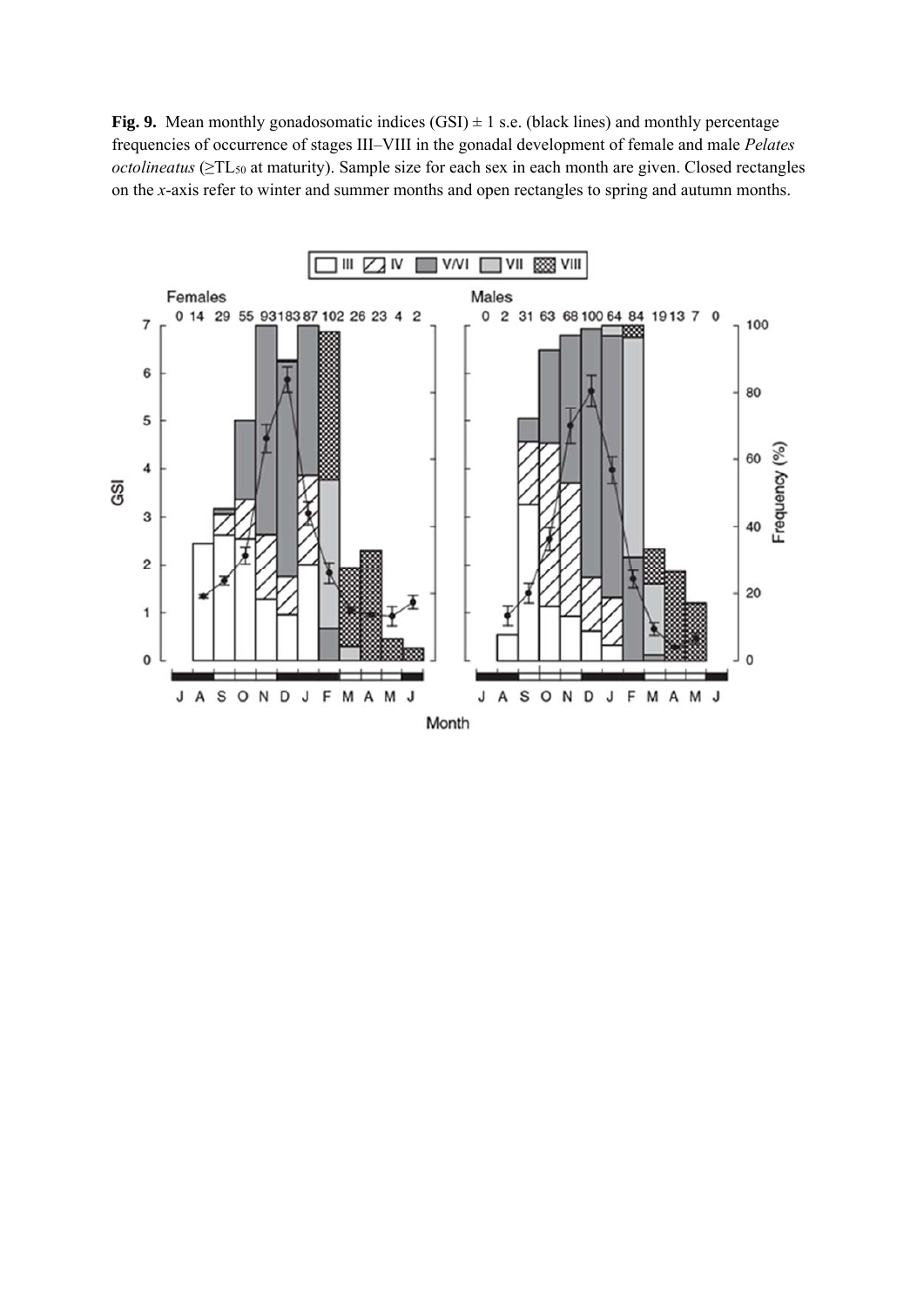**Fig. 9.** Mean monthly gonadosomatic indices (GSI) ± 1 s.e. (black lines) and monthly percentage frequencies of occurrence of stages III–VIII in the gonadal development of female and male *Pelates octolineatus* (≥$TL_{50}$ at maturity). Sample size for each sex in each month are given. Closed rectangles on the *x*-axis refer to winter and summer months and open rectangles to spring and autumn months.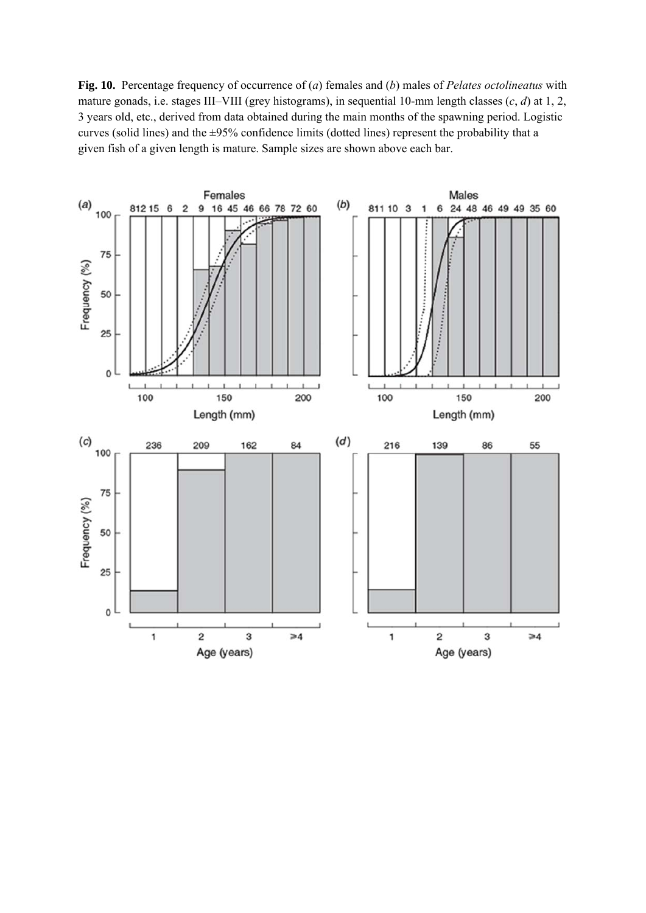**Fig. 10.** Percentage frequency of occurrence of (*a*) females and (*b*) males of *Pelates octolineatus* with mature gonads, i.e. stages III–VIII (grey histograms), in sequential 10-mm length classes (*c*, *d*) at 1, 2, 3 years old, etc., derived from data obtained during the main months of the spawning period. Logistic curves (solid lines) and the ±95% confidence limits (dotted lines) represent the probability that a given fish of a given length is mature. Sample sizes are shown above each bar.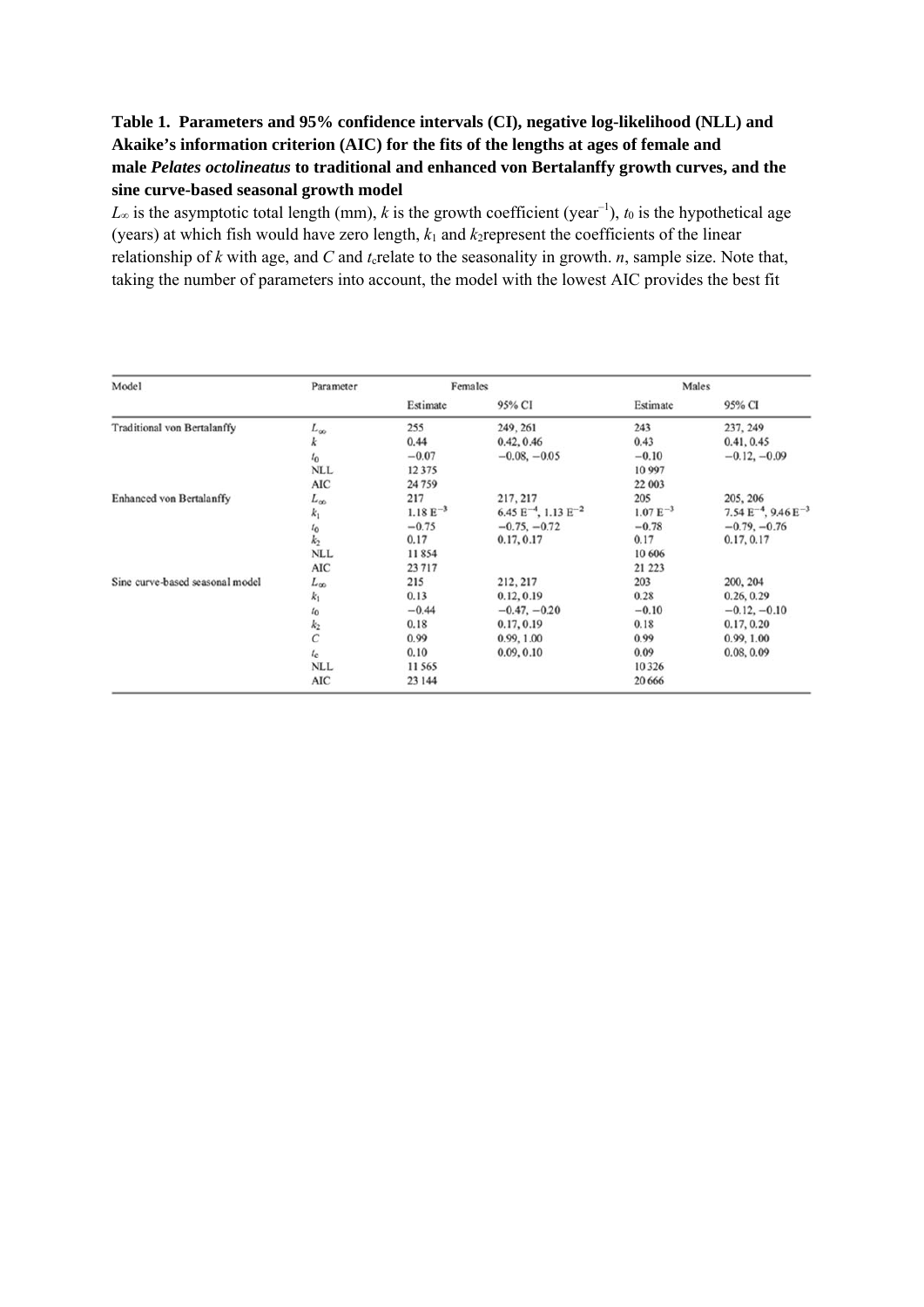**Table 1. Parameters and 95% confidence intervals (CI), negative log-likelihood (NLL) and Akaike's information criterion (AIC) for the fits of the lengths at ages of female and male *Pelates octolineatus* to traditional and enhanced von Bertalanffy growth curves, and the sine curve-based seasonal growth model**

$L_\infty$ is the asymptotic total length (mm), $k$ is the growth coefficient (year$^{-1}$), $t_0$ is the hypothetical age (years) at which fish would have zero length, $k_1$ and $k_2$represent the coefficients of the linear relationship of $k$ with age, and $C$ and $t_c$relate to the seasonality in growth. $n$, sample size. Note that, taking the number of parameters into account, the model with the lowest AIC provides the best fit

| Model | Parameter | Females | | Males | |
|---|---|---|---|---|---|
| | | Estimate | 95% CI | Estimate | 95% CI |
| Traditional von Bertalanffy | $L_\infty$ | 255 | 249, 261 | 243 | 237, 249 |
| | $k$ | 0.44 | 0.42, 0.46 | 0.43 | 0.41, 0.45 |
| | $t_0$ | −0.07 | −0.08, −0.05 | −0.10 | −0.12, −0.09 |
| | NLL | 12 375 | | 10 997 | |
| | AIC | 24 759 | | 22 003 | |
| Enhanced von Bertalanffy | $L_\infty$ | 217 | 217, 217 | 205 | 205, 206 |
| | $k_1$ | 1.18 E$^{-3}$ | 6.45 E$^{-4}$, 1.13 E$^{-2}$ | 1.07 E$^{-3}$ | 7.54 E$^{-4}$, 9.46 E$^{-3}$ |
| | $t_0$ | −0.75 | −0.75, −0.72 | −0.78 | −0.79, −0.76 |
| | $k_2$ | 0.17 | 0.17, 0.17 | 0.17 | 0.17, 0.17 |
| | NLL | 11 854 | | 10 606 | |
| | AIC | 23 717 | | 21 223 | |
| Sine curve-based seasonal model | $L_\infty$ | 215 | 212, 217 | 203 | 200, 204 |
| | $k_1$ | 0.13 | 0.12, 0.19 | 0.28 | 0.26, 0.29 |
| | $t_0$ | −0.44 | −0.47, −0.20 | −0.10 | −0.12, −0.10 |
| | $k_2$ | 0.18 | 0.17, 0.19 | 0.18 | 0.17, 0.20 |
| | $C$ | 0.99 | 0.99, 1.00 | 0.99 | 0.99, 1.00 |
| | $t_c$ | 0.10 | 0.09, 0.10 | 0.09 | 0.08, 0.09 |
| | NLL | 11 565 | | 10 326 | |
| | AIC | 23 144 | | 20 666 | |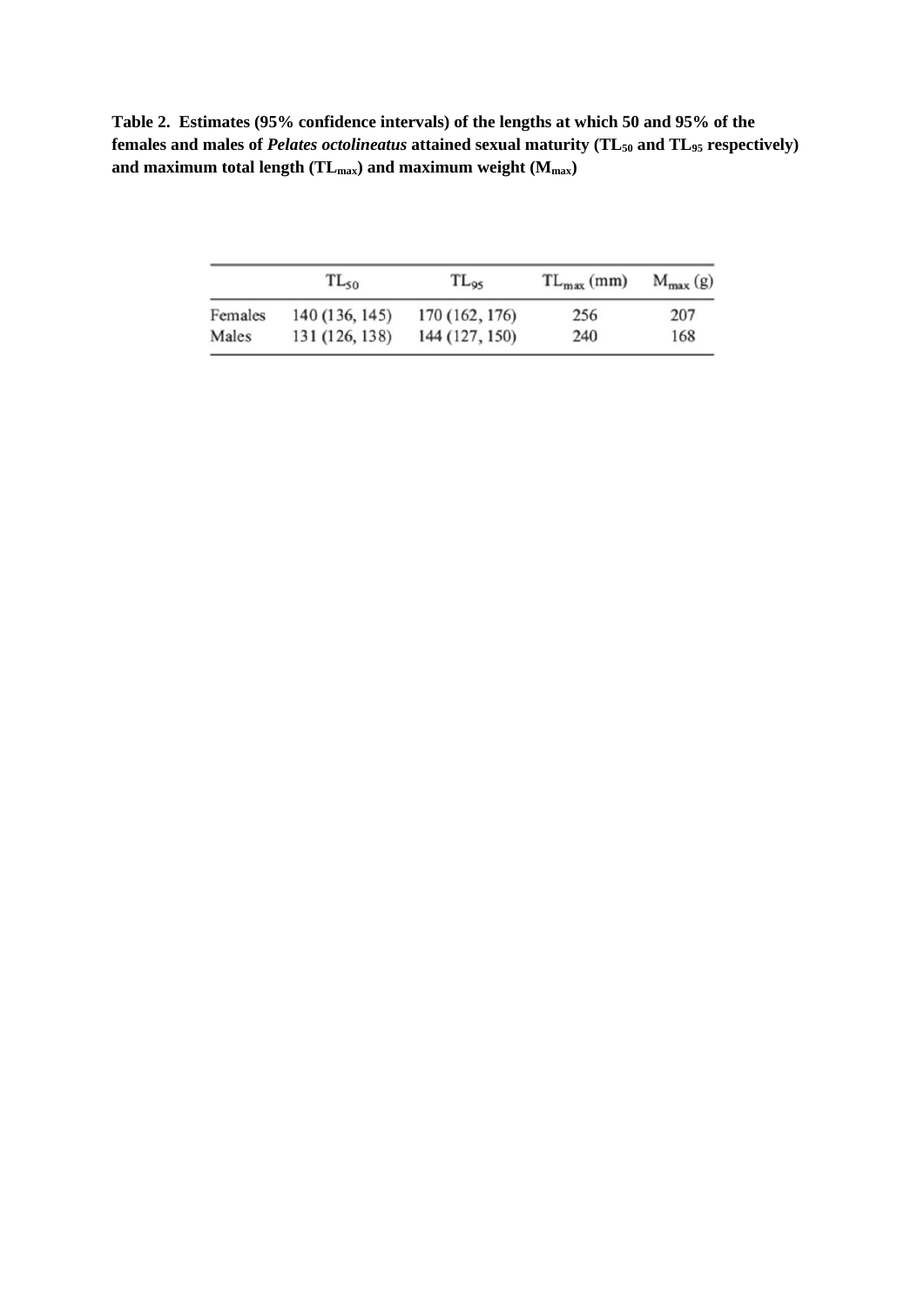**Table 2. Estimates (95% confidence intervals) of the lengths at which 50 and 95% of the females and males of *Pelates octolineatus* attained sexual maturity ($TL_{50}$ and $TL_{95}$ respectively) and maximum total length ($TL_{max}$) and maximum weight ($M_{max}$)**

| | $TL_{50}$ | $TL_{95}$ | $TL_{max}$ (mm) | $M_{max}$ (g) |
|---|---|---|---|---|
| Females | 140 (136, 145) | 170 (162, 176) | 256 | 207 |
| Males | 131 (126, 138) | 144 (127, 150) | 240 | 168 |